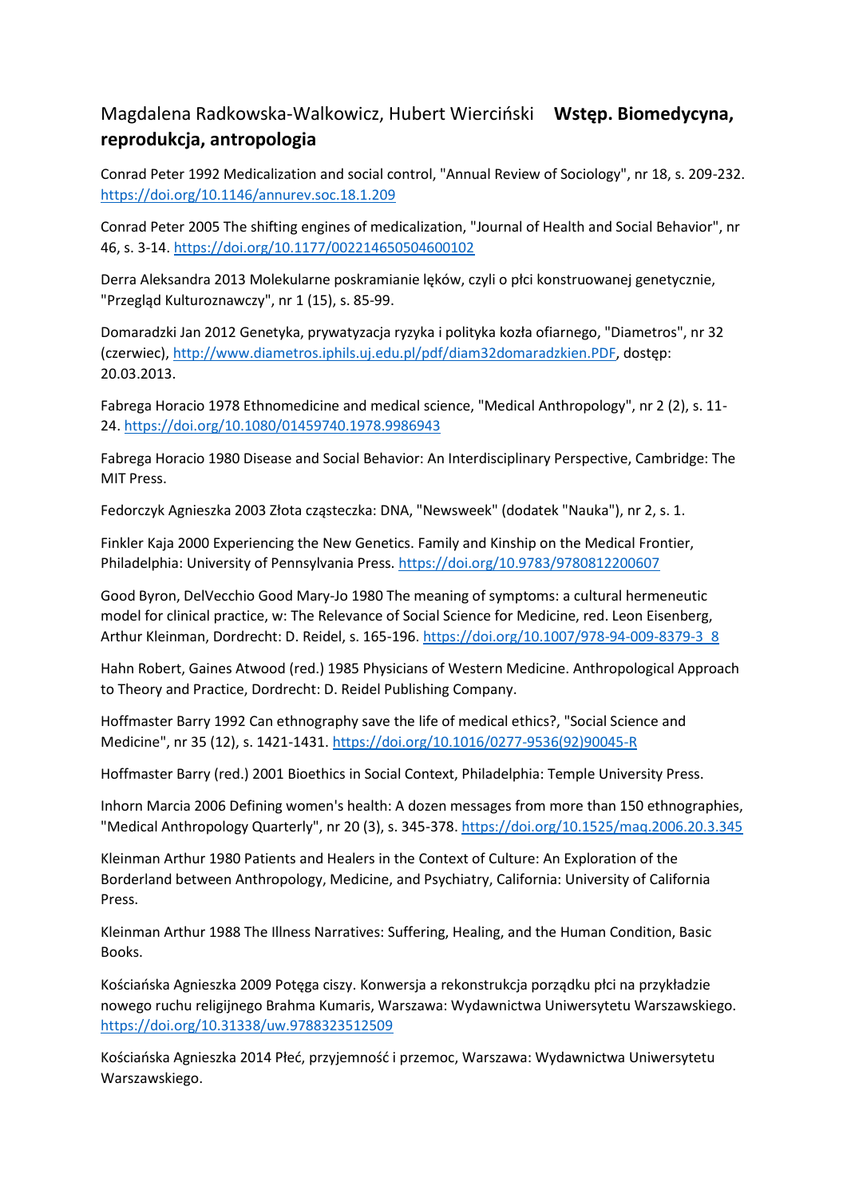## Magdalena Radkowska-Walkowicz, Hubert Wierciński **Wstęp. Biomedycyna, reprodukcja, antropologia**

Conrad Peter 1992 Medicalization and social control, "Annual Review of Sociology", nr 18, s. 209-232. https://doi.org/10.1146/annurev.soc.18.1.209

Conrad Peter 2005 The shifting engines of medicalization, "Journal of Health and Social Behavior", nr 46, s. 3-14. https://doi.org/10.1177/002214650504600102

Derra Aleksandra 2013 Molekularne poskramianie lęków, czyli o płci konstruowanej genetycznie, "Przegląd Kulturoznawczy", nr 1 (15), s. 85-99.

Domaradzki Jan 2012 Genetyka, prywatyzacja ryzyka i polityka kozła ofiarnego, "Diametros", nr 32 (czerwiec), http://www.diametros.iphils.uj.edu.pl/pdf/diam32domaradzkien.PDF, dostęp: 20.03.2013.

Fabrega Horacio 1978 Ethnomedicine and medical science, "Medical Anthropology", nr 2 (2), s. 11-24. https://doi.org/10.1080/01459740.1978.9986943

Fabrega Horacio 1980 Disease and Social Behavior: An Interdisciplinary Perspective, Cambridge: The MIT Press.

Fedorczyk Agnieszka 2003 Złota cząsteczka: DNA, "Newsweek" (dodatek "Nauka"), nr 2, s. 1.

Finkler Kaja 2000 Experiencing the New Genetics. Family and Kinship on the Medical Frontier, Philadelphia: University of Pennsylvania Press. https://doi.org/10.9783/9780812200607

Good Byron, DelVecchio Good Mary-Jo 1980 The meaning of symptoms: a cultural hermeneutic model for clinical practice, w: The Relevance of Social Science for Medicine, red. Leon Eisenberg, Arthur Kleinman, Dordrecht: D. Reidel, s. 165-196. https://doi.org/10.1007/978-94-009-8379-3_8

Hahn Robert, Gaines Atwood (red.) 1985 Physicians of Western Medicine. Anthropological Approach to Theory and Practice, Dordrecht: D. Reidel Publishing Company.

Hoffmaster Barry 1992 Can ethnography save the life of medical ethics?, "Social Science and Medicine", nr 35 (12), s. 1421-1431. https://doi.org/10.1016/0277-9536(92)90045-R

Hoffmaster Barry (red.) 2001 Bioethics in Social Context, Philadelphia: Temple University Press.

Inhorn Marcia 2006 Defining women's health: A dozen messages from more than 150 ethnographies, "Medical Anthropology Quarterly", nr 20 (3), s. 345-378. https://doi.org/10.1525/maq.2006.20.3.345

Kleinman Arthur 1980 Patients and Healers in the Context of Culture: An Exploration of the Borderland between Anthropology, Medicine, and Psychiatry, California: University of California Press.

Kleinman Arthur 1988 The Illness Narratives: Suffering, Healing, and the Human Condition, Basic Books.

Kościańska Agnieszka 2009 Potęga ciszy. Konwersja a rekonstrukcja porządku płci na przykładzie nowego ruchu religijnego Brahma Kumaris, Warszawa: Wydawnictwa Uniwersytetu Warszawskiego. https://doi.org/10.31338/uw.9788323512509

Kościańska Agnieszka 2014 Płeć, przyjemność i przemoc, Warszawa: Wydawnictwa Uniwersytetu Warszawskiego.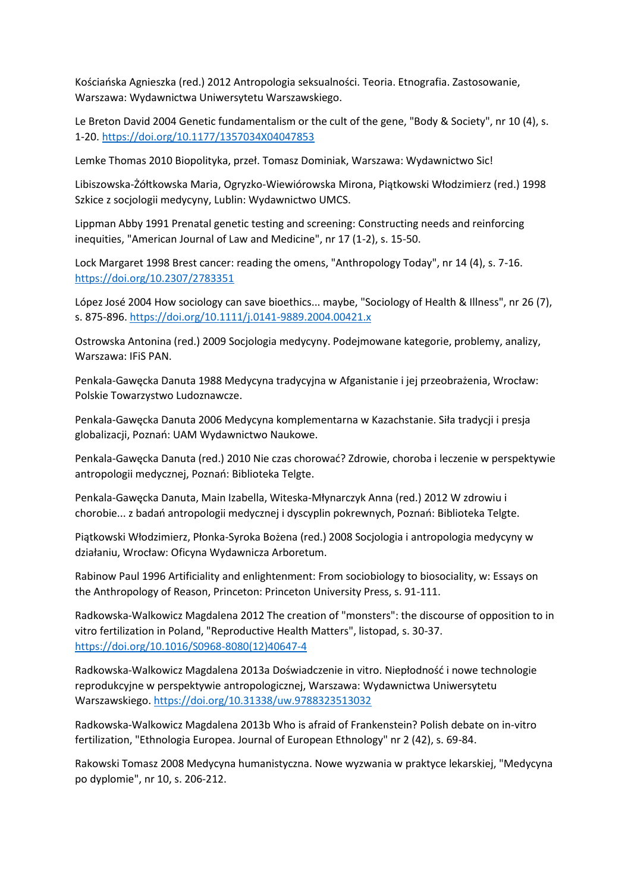Kościańska Agnieszka (red.) 2012 Antropologia seksualności. Teoria. Etnografia. Zastosowanie, Warszawa: Wydawnictwa Uniwersytetu Warszawskiego.

Le Breton David 2004 Genetic fundamentalism or the cult of the gene, "Body & Society", nr 10 (4), s. 1-20. https://doi.org/10.1177/1357034X04047853

Lemke Thomas 2010 Biopolityka, przeł. Tomasz Dominiak, Warszawa: Wydawnictwo Sic!

Libiszowska-Żółtkowska Maria, Ogryzko-Wiewiórowska Mirona, Piątkowski Włodzimierz (red.) 1998 Szkice z socjologii medycyny, Lublin: Wydawnictwo UMCS.

Lippman Abby 1991 Prenatal genetic testing and screening: Constructing needs and reinforcing inequities, "American Journal of Law and Medicine", nr 17 (1-2), s. 15-50.

Lock Margaret 1998 Brest cancer: reading the omens, "Anthropology Today", nr 14 (4), s. 7-16. https://doi.org/10.2307/2783351

López José 2004 How sociology can save bioethics... maybe, "Sociology of Health & Illness", nr 26 (7), s. 875-896. https://doi.org/10.1111/j.0141-9889.2004.00421.x

Ostrowska Antonina (red.) 2009 Socjologia medycyny. Podejmowane kategorie, problemy, analizy, Warszawa: IFiS PAN.

Penkala-Gawęcka Danuta 1988 Medycyna tradycyjna w Afganistanie i jej przeobrażenia, Wrocław: Polskie Towarzystwo Ludoznawcze.

Penkala-Gawęcka Danuta 2006 Medycyna komplementarna w Kazachstanie. Siła tradycji i presja globalizacji, Poznań: UAM Wydawnictwo Naukowe.

Penkala-Gawęcka Danuta (red.) 2010 Nie czas chorować? Zdrowie, choroba i leczenie w perspektywie antropologii medycznej, Poznań: Biblioteka Telgte.

Penkala-Gawęcka Danuta, Main Izabella, Witeska-Młynarczyk Anna (red.) 2012 W zdrowiu i chorobie... z badań antropologii medycznej i dyscyplin pokrewnych, Poznań: Biblioteka Telgte.

Piątkowski Włodzimierz, Płonka-Syroka Bożena (red.) 2008 Socjologia i antropologia medycyny w działaniu, Wrocław: Oficyna Wydawnicza Arboretum.

Rabinow Paul 1996 Artificiality and enlightenment: From sociobiology to biosociality, w: Essays on the Anthropology of Reason, Princeton: Princeton University Press, s. 91-111.

Radkowska-Walkowicz Magdalena 2012 The creation of "monsters": the discourse of opposition to in vitro fertilization in Poland, "Reproductive Health Matters", listopad, s. 30-37. https://doi.org/10.1016/S0968-8080(12)40647-4

Radkowska-Walkowicz Magdalena 2013a Doświadczenie in vitro. Niepłodność i nowe technologie reprodukcyjne w perspektywie antropologicznej, Warszawa: Wydawnictwa Uniwersytetu Warszawskiego. https://doi.org/10.31338/uw.9788323513032

Radkowska-Walkowicz Magdalena 2013b Who is afraid of Frankenstein? Polish debate on in-vitro fertilization, "Ethnologia Europea. Journal of European Ethnology" nr 2 (42), s. 69-84.

Rakowski Tomasz 2008 Medycyna humanistyczna. Nowe wyzwania w praktyce lekarskiej, "Medycyna po dyplomie", nr 10, s. 206-212.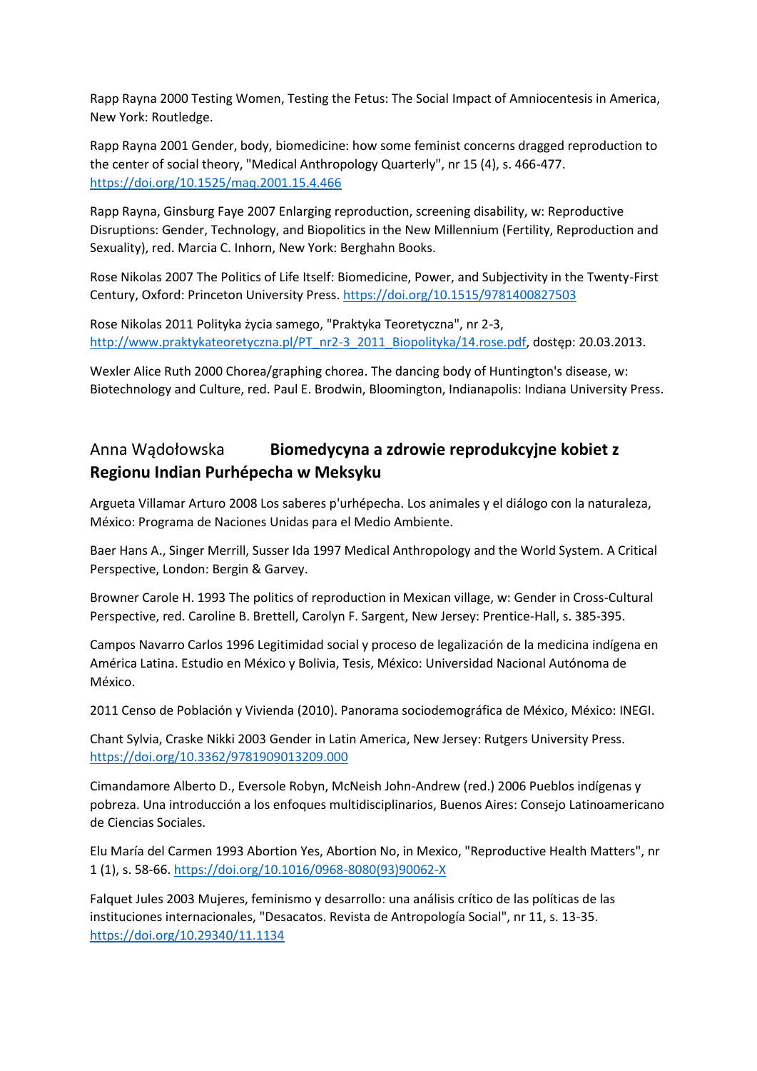Rapp Rayna 2000 Testing Women, Testing the Fetus: The Social Impact of Amniocentesis in America, New York: Routledge.

Rapp Rayna 2001 Gender, body, biomedicine: how some feminist concerns dragged reproduction to the center of social theory, "Medical Anthropology Quarterly", nr 15 (4), s. 466-477. https://doi.org/10.1525/maq.2001.15.4.466

Rapp Rayna, Ginsburg Faye 2007 Enlarging reproduction, screening disability, w: Reproductive Disruptions: Gender, Technology, and Biopolitics in the New Millennium (Fertility, Reproduction and Sexuality), red. Marcia C. Inhorn, New York: Berghahn Books.

Rose Nikolas 2007 The Politics of Life Itself: Biomedicine, Power, and Subjectivity in the Twenty-First Century, Oxford: Princeton University Press. https://doi.org/10.1515/9781400827503

Rose Nikolas 2011 Polityka życia samego, "Praktyka Teoretyczna", nr 2-3, http://www.praktykateoretyczna.pl/PT_nr2-3_2011_Biopolityka/14.rose.pdf, dostęp: 20.03.2013.

Wexler Alice Ruth 2000 Chorea/graphing chorea. The dancing body of Huntington's disease, w: Biotechnology and Culture, red. Paul E. Brodwin, Bloomington, Indianapolis: Indiana University Press.

## Anna Wądołowska **Biomedycyna a zdrowie reprodukcyjne kobiet z Regionu Indian Purhépecha w Meksyku**

Argueta Villamar Arturo 2008 Los saberes p'urhépecha. Los animales y el diálogo con la naturaleza, México: Programa de Naciones Unidas para el Medio Ambiente.

Baer Hans A., Singer Merrill, Susser Ida 1997 Medical Anthropology and the World System. A Critical Perspective, London: Bergin & Garvey.

Browner Carole H. 1993 The politics of reproduction in Mexican village, w: Gender in Cross-Cultural Perspective, red. Caroline B. Brettell, Carolyn F. Sargent, New Jersey: Prentice-Hall, s. 385-395.

Campos Navarro Carlos 1996 Legitimidad social y proceso de legalización de la medicina indígena en América Latina. Estudio en México y Bolivia, Tesis, México: Universidad Nacional Autónoma de México.

2011 Censo de Población y Vivienda (2010). Panorama sociodemográfica de México, México: INEGI.

Chant Sylvia, Craske Nikki 2003 Gender in Latin America, New Jersey: Rutgers University Press. https://doi.org/10.3362/9781909013209.000

Cimandamore Alberto D., Eversole Robyn, McNeish John-Andrew (red.) 2006 Pueblos indígenas y pobreza. Una introducción a los enfoques multidisciplinarios, Buenos Aires: Consejo Latinoamericano de Ciencias Sociales.

Elu María del Carmen 1993 Abortion Yes, Abortion No, in Mexico, "Reproductive Health Matters", nr 1 (1), s. 58-66. https://doi.org/10.1016/0968-8080(93)90062-X

Falquet Jules 2003 Mujeres, feminismo y desarrollo: una análisis crítico de las políticas de las instituciones internacionales, "Desacatos. Revista de Antropología Social", nr 11, s. 13-35. https://doi.org/10.29340/11.1134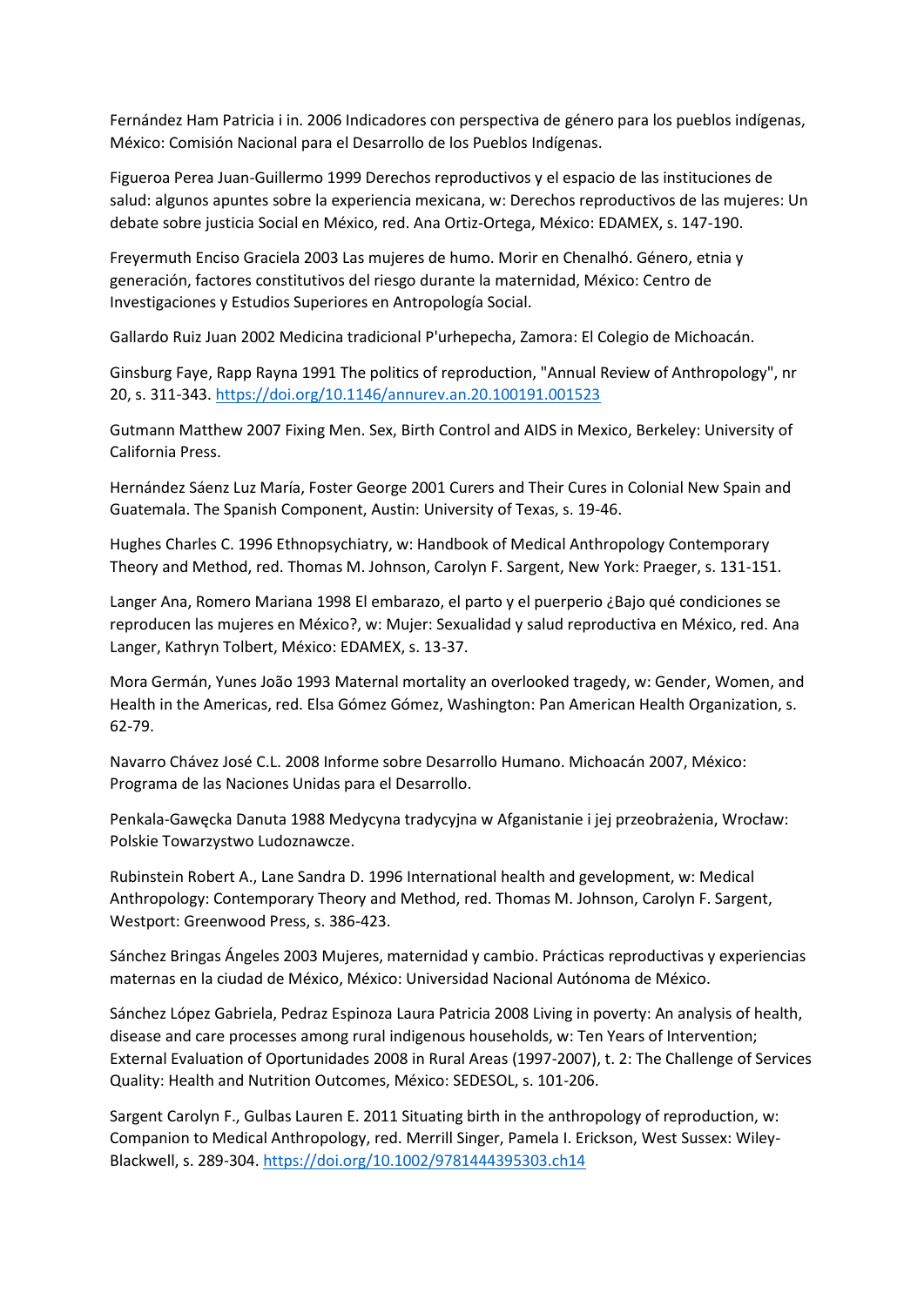Fernández Ham Patricia i in. 2006 Indicadores con perspectiva de género para los pueblos indígenas, México: Comisión Nacional para el Desarrollo de los Pueblos Indígenas.

Figueroa Perea Juan-Guillermo 1999 Derechos reproductivos y el espacio de las instituciones de salud: algunos apuntes sobre la experiencia mexicana, w: Derechos reproductivos de las mujeres: Un debate sobre justicia Social en México, red. Ana Ortiz-Ortega, México: EDAMEX, s. 147-190.

Freyermuth Enciso Graciela 2003 Las mujeres de humo. Morir en Chenalhó. Género, etnia y generación, factores constitutivos del riesgo durante la maternidad, México: Centro de Investigaciones y Estudios Superiores en Antropología Social.

Gallardo Ruiz Juan 2002 Medicina tradicional P'urhepecha, Zamora: El Colegio de Michoacán.

Ginsburg Faye, Rapp Rayna 1991 The politics of reproduction, "Annual Review of Anthropology", nr 20, s. 311-343. https://doi.org/10.1146/annurev.an.20.100191.001523

Gutmann Matthew 2007 Fixing Men. Sex, Birth Control and AIDS in Mexico, Berkeley: University of California Press.

Hernández Sáenz Luz María, Foster George 2001 Curers and Their Cures in Colonial New Spain and Guatemala. The Spanish Component, Austin: University of Texas, s. 19-46.

Hughes Charles C. 1996 Ethnopsychiatry, w: Handbook of Medical Anthropology Contemporary Theory and Method, red. Thomas M. Johnson, Carolyn F. Sargent, New York: Praeger, s. 131-151.

Langer Ana, Romero Mariana 1998 El embarazo, el parto y el puerperio ¿Bajo qué condiciones se reproducen las mujeres en México?, w: Mujer: Sexualidad y salud reproductiva en México, red. Ana Langer, Kathryn Tolbert, México: EDAMEX, s. 13-37.

Mora Germán, Yunes João 1993 Maternal mortality an overlooked tragedy, w: Gender, Women, and Health in the Americas, red. Elsa Gómez Gómez, Washington: Pan American Health Organization, s. 62-79.

Navarro Chávez José C.L. 2008 Informe sobre Desarrollo Humano. Michoacán 2007, México: Programa de las Naciones Unidas para el Desarrollo.

Penkala-Gawęcka Danuta 1988 Medycyna tradycyjna w Afganistanie i jej przeobrażenia, Wrocław: Polskie Towarzystwo Ludoznawcze.

Rubinstein Robert A., Lane Sandra D. 1996 International health and gevelopment, w: Medical Anthropology: Contemporary Theory and Method, red. Thomas M. Johnson, Carolyn F. Sargent, Westport: Greenwood Press, s. 386-423.

Sánchez Bringas Ángeles 2003 Mujeres, maternidad y cambio. Prácticas reproductivas y experiencias maternas en la ciudad de México, México: Universidad Nacional Autónoma de México.

Sánchez López Gabriela, Pedraz Espinoza Laura Patricia 2008 Living in poverty: An analysis of health, disease and care processes among rural indigenous households, w: Ten Years of Intervention; External Evaluation of Oportunidades 2008 in Rural Areas (1997-2007), t. 2: The Challenge of Services Quality: Health and Nutrition Outcomes, México: SEDESOL, s. 101-206.

Sargent Carolyn F., Gulbas Lauren E. 2011 Situating birth in the anthropology of reproduction, w: Companion to Medical Anthropology, red. Merrill Singer, Pamela I. Erickson, West Sussex: Wiley-Blackwell, s. 289-304. https://doi.org/10.1002/9781444395303.ch14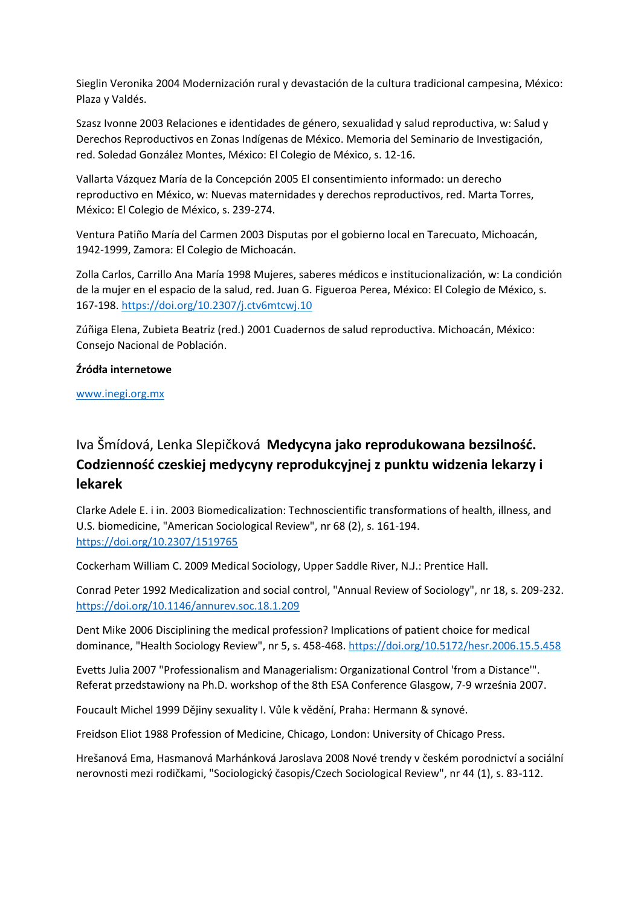Sieglin Veronika 2004 Modernización rural y devastación de la cultura tradicional campesina, México: Plaza y Valdés.

Szasz Ivonne 2003 Relaciones e identidades de género, sexualidad y salud reproductiva, w: Salud y Derechos Reproductivos en Zonas Indígenas de México. Memoria del Seminario de Investigación, red. Soledad González Montes, México: El Colegio de México, s. 12-16.

Vallarta Vázquez María de la Concepción 2005 El consentimiento informado: un derecho reproductivo en México, w: Nuevas maternidades y derechos reproductivos, red. Marta Torres, México: El Colegio de México, s. 239-274.

Ventura Patiño María del Carmen 2003 Disputas por el gobierno local en Tarecuato, Michoacán, 1942-1999, Zamora: El Colegio de Michoacán.

Zolla Carlos, Carrillo Ana María 1998 Mujeres, saberes médicos e institucionalización, w: La condición de la mujer en el espacio de la salud, red. Juan G. Figueroa Perea, México: El Colegio de México, s. 167-198. https://doi.org/10.2307/j.ctv6mtcwj.10

Zúñiga Elena, Zubieta Beatriz (red.) 2001 Cuadernos de salud reproductiva. Michoacán, México: Consejo Nacional de Población.

**Źródła internetowe**

www.inegi.org.mx

## Iva Šmídová, Lenka Slepičková **Medycyna jako reprodukowana bezsilność. Codzienność czeskiej medycyny reprodukcyjnej z punktu widzenia lekarzy i lekarek**

Clarke Adele E. i in. 2003 Biomedicalization: Technoscientific transformations of health, illness, and U.S. biomedicine, "American Sociological Review", nr 68 (2), s. 161-194. https://doi.org/10.2307/1519765

Cockerham William C. 2009 Medical Sociology, Upper Saddle River, N.J.: Prentice Hall.

Conrad Peter 1992 Medicalization and social control, "Annual Review of Sociology", nr 18, s. 209-232. https://doi.org/10.1146/annurev.soc.18.1.209

Dent Mike 2006 Disciplining the medical profession? Implications of patient choice for medical dominance, "Health Sociology Review", nr 5, s. 458-468. https://doi.org/10.5172/hesr.2006.15.5.458

Evetts Julia 2007 "Professionalism and Managerialism: Organizational Control 'from a Distance'". Referat przedstawiony na Ph.D. workshop of the 8th ESA Conference Glasgow, 7-9 września 2007.

Foucault Michel 1999 Dějiny sexuality I. Vůle k vědění, Praha: Hermann & synové.

Freidson Eliot 1988 Profession of Medicine, Chicago, London: University of Chicago Press.

Hrešanová Ema, Hasmanová Marhánková Jaroslava 2008 Nové trendy v českém porodnictví a sociální nerovnosti mezi rodičkami, "Sociologický časopis/Czech Sociological Review", nr 44 (1), s. 83-112.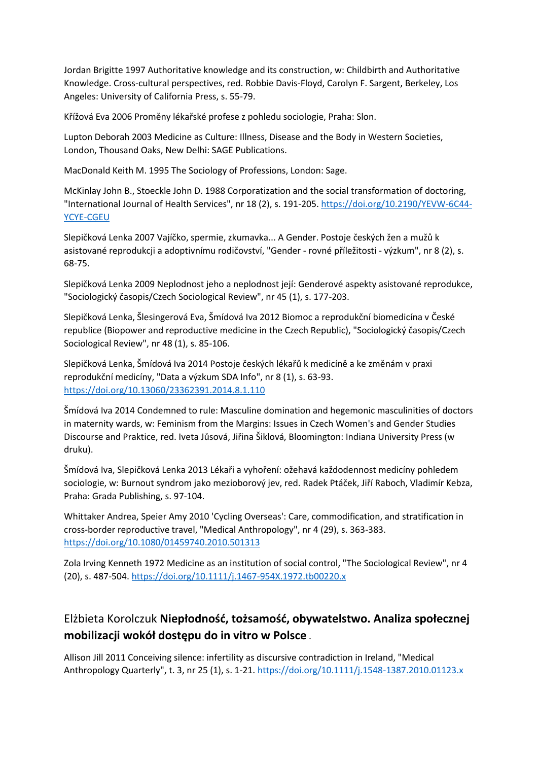Jordan Brigitte 1997 Authoritative knowledge and its construction, w: Childbirth and Authoritative Knowledge. Cross-cultural perspectives, red. Robbie Davis-Floyd, Carolyn F. Sargent, Berkeley, Los Angeles: University of California Press, s. 55-79.

Křížová Eva 2006 Proměny lékařské profese z pohledu sociologie, Praha: Slon.

Lupton Deborah 2003 Medicine as Culture: Illness, Disease and the Body in Western Societies, London, Thousand Oaks, New Delhi: SAGE Publications.

MacDonald Keith M. 1995 The Sociology of Professions, London: Sage.

McKinlay John B., Stoeckle John D. 1988 Corporatization and the social transformation of doctoring, "International Journal of Health Services", nr 18 (2), s. 191-205. https://doi.org/10.2190/YEVW-6C44-YCYE-CGEU

Slepičková Lenka 2007 Vajíčko, spermie, zkumavka... A Gender. Postoje českých žen a mužů k asistované reprodukcji a adoptivnímu rodičovství, "Gender - rovné příležitosti - výzkum", nr 8 (2), s. 68-75.

Slepičková Lenka 2009 Neplodnost jeho a neplodnost její: Genderové aspekty asistované reprodukce, "Sociologický časopis/Czech Sociological Review", nr 45 (1), s. 177-203.

Slepičková Lenka, Šlesingerová Eva, Šmídová Iva 2012 Biomoc a reprodukční biomedicína v České republice (Biopower and reproductive medicine in the Czech Republic), "Sociologický časopis/Czech Sociological Review", nr 48 (1), s. 85-106.

Slepičková Lenka, Šmídová Iva 2014 Postoje českých lékařů k medicíně a ke změnám v praxi reprodukční medicíny, "Data a výzkum SDA Info", nr 8 (1), s. 63-93. https://doi.org/10.13060/23362391.2014.8.1.110

Šmídová Iva 2014 Condemned to rule: Masculine domination and hegemonic masculinities of doctors in maternity wards, w: Feminism from the Margins: Issues in Czech Women's and Gender Studies Discourse and Praktice, red. Iveta Jůsová, Jiřina Šiklová, Bloomington: Indiana University Press (w druku).

Šmídová Iva, Slepičková Lenka 2013 Lékaři a vyhoření: ožehavá každodennost medicíny pohledem sociologie, w: Burnout syndrom jako mezioborový jev, red. Radek Ptáček, Jiří Raboch, Vladimír Kebza, Praha: Grada Publishing, s. 97-104.

Whittaker Andrea, Speier Amy 2010 'Cycling Overseas': Care, commodification, and stratification in cross-border reproductive travel, "Medical Anthropology", nr 4 (29), s. 363-383. https://doi.org/10.1080/01459740.2010.501313

Zola Irving Kenneth 1972 Medicine as an institution of social control, "The Sociological Review", nr 4 (20), s. 487-504. https://doi.org/10.1111/j.1467-954X.1972.tb00220.x

## Elżbieta Korolczuk **Niepłodność, tożsamość, obywatelstwo. Analiza społecznej mobilizacji wokół dostępu do in vitro w Polsce** .

Allison Jill 2011 Conceiving silence: infertility as discursive contradiction in Ireland, "Medical Anthropology Quarterly", t. 3, nr 25 (1), s. 1-21. https://doi.org/10.1111/j.1548-1387.2010.01123.x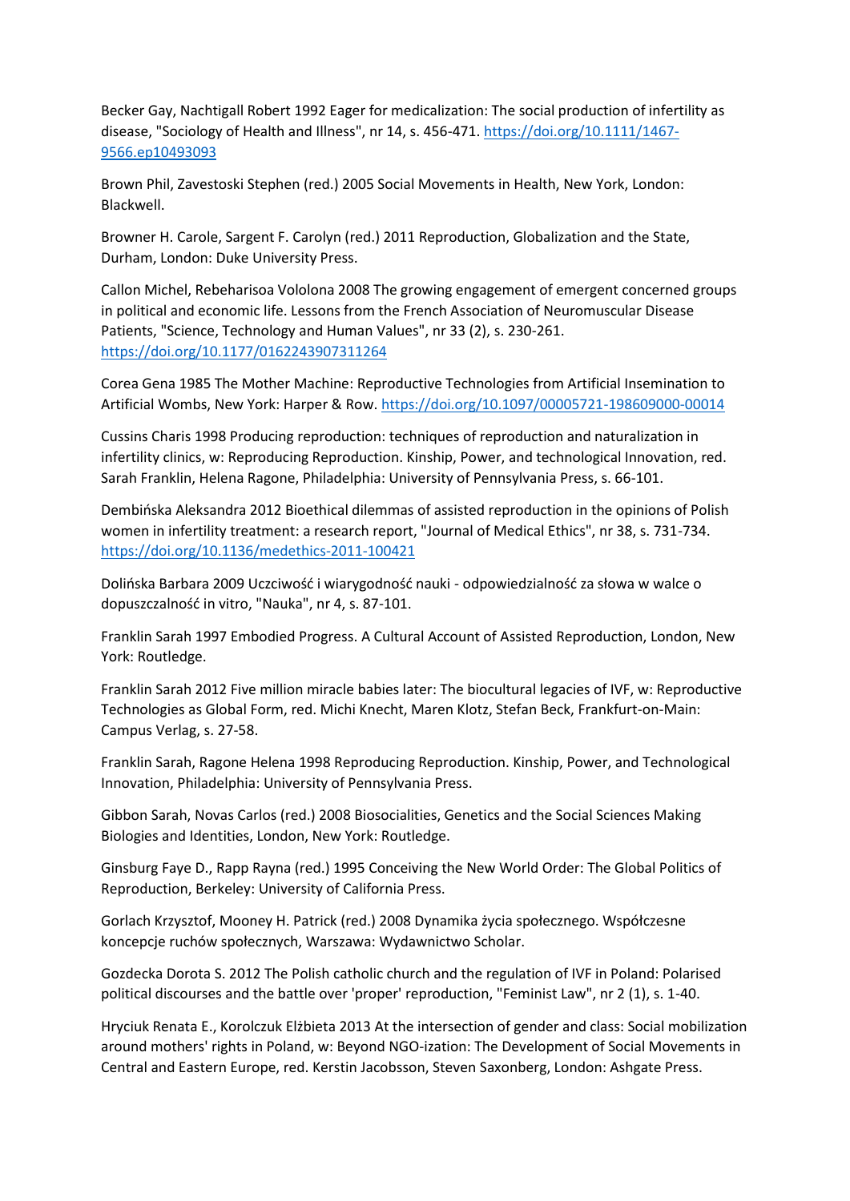Becker Gay, Nachtigall Robert 1992 Eager for medicalization: The social production of infertility as disease, "Sociology of Health and Illness", nr 14, s. 456-471. https://doi.org/10.1111/1467-9566.ep10493093

Brown Phil, Zavestoski Stephen (red.) 2005 Social Movements in Health, New York, London: Blackwell.

Browner H. Carole, Sargent F. Carolyn (red.) 2011 Reproduction, Globalization and the State, Durham, London: Duke University Press.

Callon Michel, Rebeharisoa Vololona 2008 The growing engagement of emergent concerned groups in political and economic life. Lessons from the French Association of Neuromuscular Disease Patients, "Science, Technology and Human Values", nr 33 (2), s. 230-261. https://doi.org/10.1177/0162243907311264

Corea Gena 1985 The Mother Machine: Reproductive Technologies from Artificial Insemination to Artificial Wombs, New York: Harper & Row. https://doi.org/10.1097/00005721-198609000-00014

Cussins Charis 1998 Producing reproduction: techniques of reproduction and naturalization in infertility clinics, w: Reproducing Reproduction. Kinship, Power, and technological Innovation, red. Sarah Franklin, Helena Ragone, Philadelphia: University of Pennsylvania Press, s. 66-101.

Dembińska Aleksandra 2012 Bioethical dilemmas of assisted reproduction in the opinions of Polish women in infertility treatment: a research report, "Journal of Medical Ethics", nr 38, s. 731-734. https://doi.org/10.1136/medethics-2011-100421

Dolińska Barbara 2009 Uczciwość i wiarygodność nauki - odpowiedzialność za słowa w walce o dopuszczalność in vitro, "Nauka", nr 4, s. 87-101.

Franklin Sarah 1997 Embodied Progress. A Cultural Account of Assisted Reproduction, London, New York: Routledge.

Franklin Sarah 2012 Five million miracle babies later: The biocultural legacies of IVF, w: Reproductive Technologies as Global Form, red. Michi Knecht, Maren Klotz, Stefan Beck, Frankfurt-on-Main: Campus Verlag, s. 27-58.

Franklin Sarah, Ragone Helena 1998 Reproducing Reproduction. Kinship, Power, and Technological Innovation, Philadelphia: University of Pennsylvania Press.

Gibbon Sarah, Novas Carlos (red.) 2008 Biosocialities, Genetics and the Social Sciences Making Biologies and Identities, London, New York: Routledge.

Ginsburg Faye D., Rapp Rayna (red.) 1995 Conceiving the New World Order: The Global Politics of Reproduction, Berkeley: University of California Press.

Gorlach Krzysztof, Mooney H. Patrick (red.) 2008 Dynamika życia społecznego. Współczesne koncepcje ruchów społecznych, Warszawa: Wydawnictwo Scholar.

Gozdecka Dorota S. 2012 The Polish catholic church and the regulation of IVF in Poland: Polarised political discourses and the battle over 'proper' reproduction, "Feminist Law", nr 2 (1), s. 1-40.

Hryciuk Renata E., Korolczuk Elżbieta 2013 At the intersection of gender and class: Social mobilization around mothers' rights in Poland, w: Beyond NGO-ization: The Development of Social Movements in Central and Eastern Europe, red. Kerstin Jacobsson, Steven Saxonberg, London: Ashgate Press.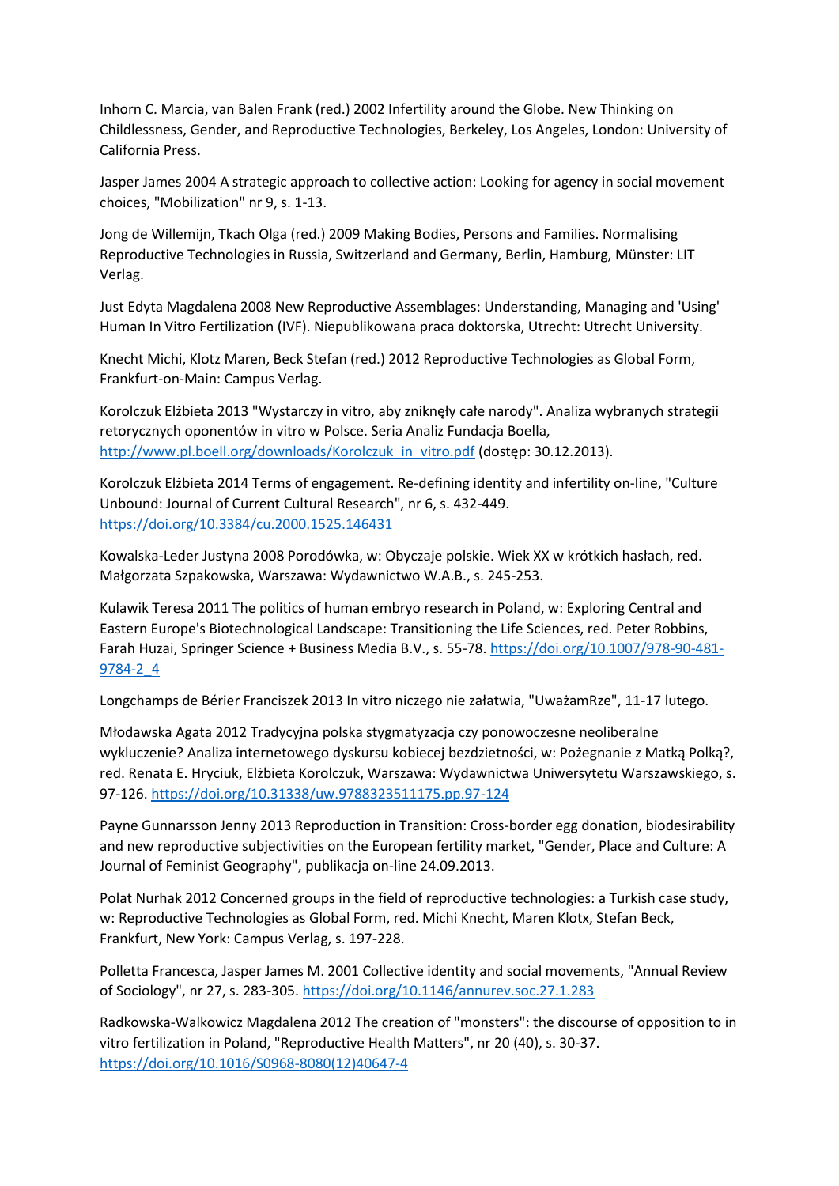Inhorn C. Marcia, van Balen Frank (red.) 2002 Infertility around the Globe. New Thinking on Childlessness, Gender, and Reproductive Technologies, Berkeley, Los Angeles, London: University of California Press.

Jasper James 2004 A strategic approach to collective action: Looking for agency in social movement choices, "Mobilization" nr 9, s. 1-13.

Jong de Willemijn, Tkach Olga (red.) 2009 Making Bodies, Persons and Families. Normalising Reproductive Technologies in Russia, Switzerland and Germany, Berlin, Hamburg, Münster: LIT Verlag.

Just Edyta Magdalena 2008 New Reproductive Assemblages: Understanding, Managing and 'Using' Human In Vitro Fertilization (IVF). Niepublikowana praca doktorska, Utrecht: Utrecht University.

Knecht Michi, Klotz Maren, Beck Stefan (red.) 2012 Reproductive Technologies as Global Form, Frankfurt-on-Main: Campus Verlag.

Korolczuk Elżbieta 2013 "Wystarczy in vitro, aby zniknęły całe narody". Analiza wybranych strategii retorycznych oponentów in vitro w Polsce. Seria Analiz Fundacja Boella, http://www.pl.boell.org/downloads/Korolczuk_in_vitro.pdf (dostęp: 30.12.2013).

Korolczuk Elżbieta 2014 Terms of engagement. Re-defining identity and infertility on-line, "Culture Unbound: Journal of Current Cultural Research", nr 6, s. 432-449. https://doi.org/10.3384/cu.2000.1525.146431

Kowalska-Leder Justyna 2008 Porodówka, w: Obyczaje polskie. Wiek XX w krótkich hasłach, red. Małgorzata Szpakowska, Warszawa: Wydawnictwo W.A.B., s. 245-253.

Kulawik Teresa 2011 The politics of human embryo research in Poland, w: Exploring Central and Eastern Europe's Biotechnological Landscape: Transitioning the Life Sciences, red. Peter Robbins, Farah Huzai, Springer Science + Business Media B.V., s. 55-78. https://doi.org/10.1007/978-90-481-9784-2_4

Longchamps de Bérier Franciszek 2013 In vitro niczego nie załatwia, "UważamRze", 11-17 lutego.

Młodawska Agata 2012 Tradycyjna polska stygmatyzacja czy ponowoczesne neoliberalne wykluczenie? Analiza internetowego dyskursu kobiecej bezdzietności, w: Pożegnanie z Matką Polką?, red. Renata E. Hryciuk, Elżbieta Korolczuk, Warszawa: Wydawnictwa Uniwersytetu Warszawskiego, s. 97-126. https://doi.org/10.31338/uw.9788323511175.pp.97-124

Payne Gunnarsson Jenny 2013 Reproduction in Transition: Cross-border egg donation, biodesirability and new reproductive subjectivities on the European fertility market, "Gender, Place and Culture: A Journal of Feminist Geography", publikacja on-line 24.09.2013.

Polat Nurhak 2012 Concerned groups in the field of reproductive technologies: a Turkish case study, w: Reproductive Technologies as Global Form, red. Michi Knecht, Maren Klotx, Stefan Beck, Frankfurt, New York: Campus Verlag, s. 197-228.

Polletta Francesca, Jasper James M. 2001 Collective identity and social movements, "Annual Review of Sociology", nr 27, s. 283-305. https://doi.org/10.1146/annurev.soc.27.1.283

Radkowska-Walkowicz Magdalena 2012 The creation of "monsters": the discourse of opposition to in vitro fertilization in Poland, "Reproductive Health Matters", nr 20 (40), s. 30-37. https://doi.org/10.1016/S0968-8080(12)40647-4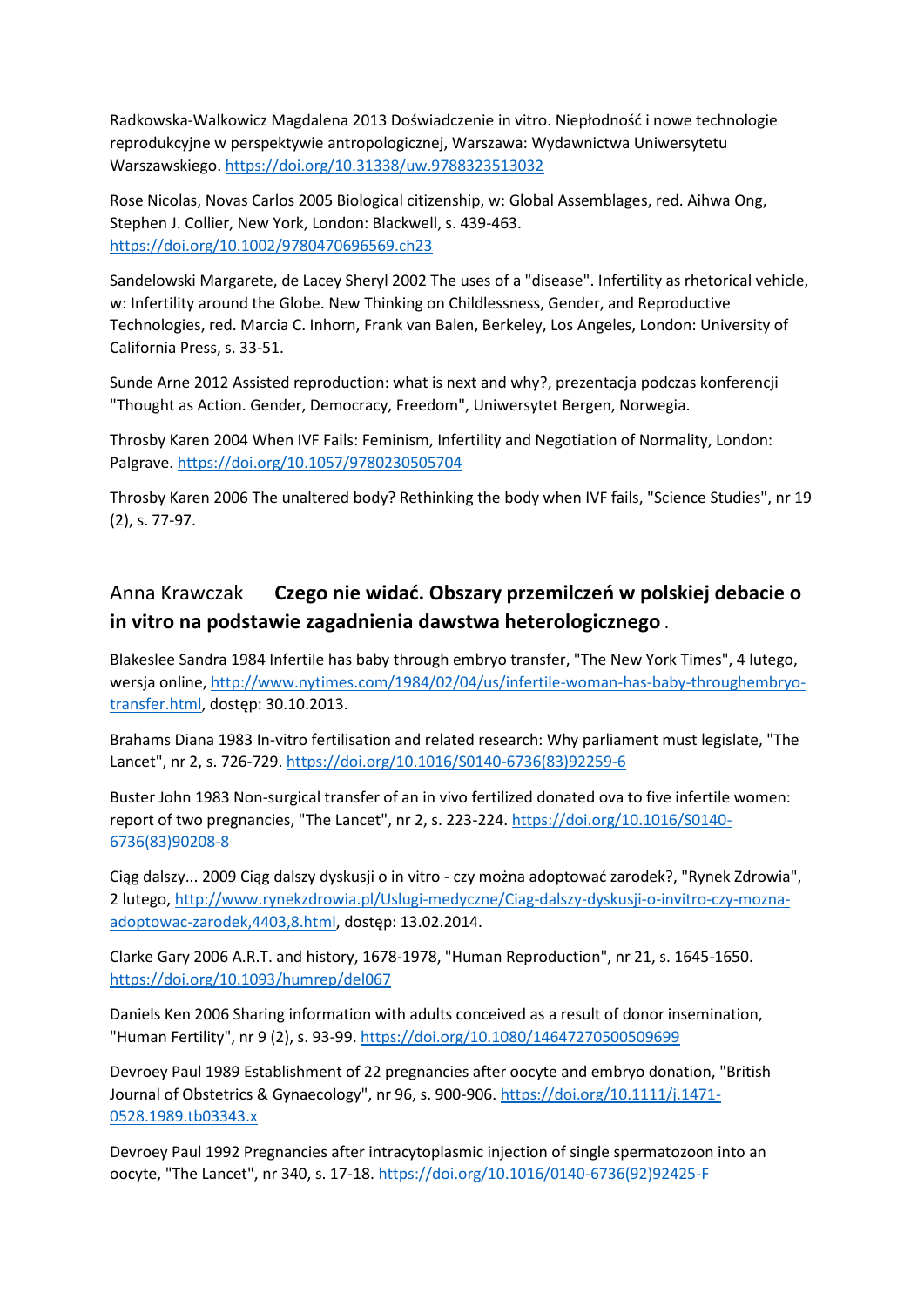Radkowska-Walkowicz Magdalena 2013 Doświadczenie in vitro. Niepłodność i nowe technologie reprodukcyjne w perspektywie antropologicznej, Warszawa: Wydawnictwa Uniwersytetu Warszawskiego. https://doi.org/10.31338/uw.9788323513032

Rose Nicolas, Novas Carlos 2005 Biological citizenship, w: Global Assemblages, red. Aihwa Ong, Stephen J. Collier, New York, London: Blackwell, s. 439-463. https://doi.org/10.1002/9780470696569.ch23

Sandelowski Margarete, de Lacey Sheryl 2002 The uses of a "disease". Infertility as rhetorical vehicle, w: Infertility around the Globe. New Thinking on Childlessness, Gender, and Reproductive Technologies, red. Marcia C. Inhorn, Frank van Balen, Berkeley, Los Angeles, London: University of California Press, s. 33-51.

Sunde Arne 2012 Assisted reproduction: what is next and why?, prezentacja podczas konferencji "Thought as Action. Gender, Democracy, Freedom", Uniwersytet Bergen, Norwegia.

Throsby Karen 2004 When IVF Fails: Feminism, Infertility and Negotiation of Normality, London: Palgrave. https://doi.org/10.1057/9780230505704

Throsby Karen 2006 The unaltered body? Rethinking the body when IVF fails, "Science Studies", nr 19 (2), s. 77-97.

## Anna Krawczak **Czego nie widać. Obszary przemilczeń w polskiej debacie o in vitro na podstawie zagadnienia dawstwa heterologicznego** .

Blakeslee Sandra 1984 Infertile has baby through embryo transfer, "The New York Times", 4 lutego, wersja online, http://www.nytimes.com/1984/02/04/us/infertile-woman-has-baby-throughembryo-transfer.html, dostęp: 30.10.2013.

Brahams Diana 1983 In-vitro fertilisation and related research: Why parliament must legislate, "The Lancet", nr 2, s. 726-729. https://doi.org/10.1016/S0140-6736(83)92259-6

Buster John 1983 Non-surgical transfer of an in vivo fertilized donated ova to five infertile women: report of two pregnancies, "The Lancet", nr 2, s. 223-224. https://doi.org/10.1016/S0140-6736(83)90208-8

Ciąg dalszy... 2009 Ciąg dalszy dyskusji o in vitro - czy można adoptować zarodek?, "Rynek Zdrowia", 2 lutego, http://www.rynekzdrowia.pl/Uslugi-medyczne/Ciag-dalszy-dyskusji-o-invitro-czy-mozna-adoptowac-zarodek,4403,8.html, dostęp: 13.02.2014.

Clarke Gary 2006 A.R.T. and history, 1678-1978, "Human Reproduction", nr 21, s. 1645-1650. https://doi.org/10.1093/humrep/del067

Daniels Ken 2006 Sharing information with adults conceived as a result of donor insemination, "Human Fertility", nr 9 (2), s. 93-99. https://doi.org/10.1080/14647270500509699

Devroey Paul 1989 Establishment of 22 pregnancies after oocyte and embryo donation, "British Journal of Obstetrics & Gynaecology", nr 96, s. 900-906. https://doi.org/10.1111/j.1471-0528.1989.tb03343.x

Devroey Paul 1992 Pregnancies after intracytoplasmic injection of single spermatozoon into an oocyte, "The Lancet", nr 340, s. 17-18. https://doi.org/10.1016/0140-6736(92)92425-F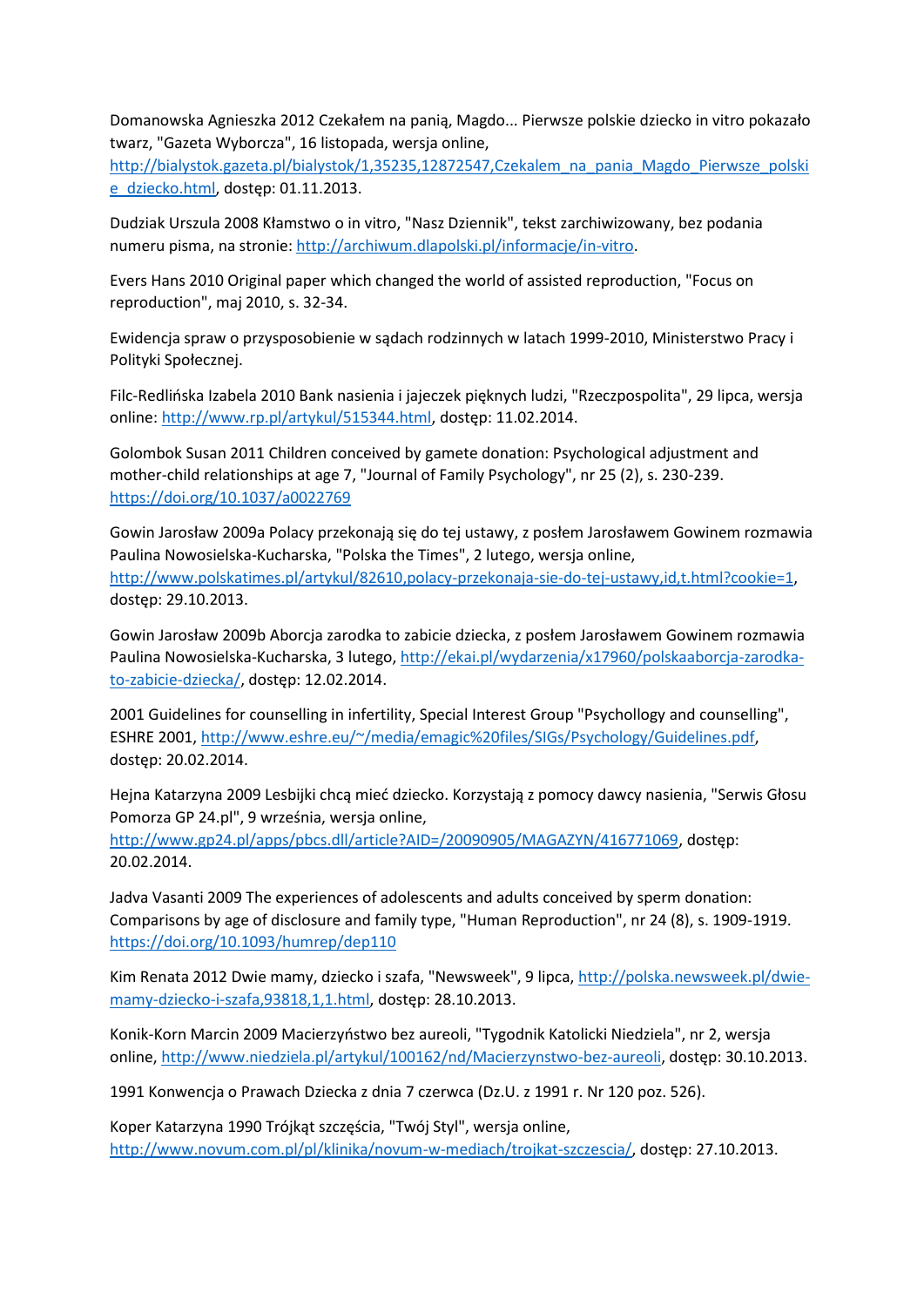Domanowska Agnieszka 2012 Czekałem na panią, Magdo... Pierwsze polskie dziecko in vitro pokazało twarz, "Gazeta Wyborcza", 16 listopada, wersja online, http://bialystok.gazeta.pl/bialystok/1,35235,12872547,Czekalem_na_pania_Magdo_Pierwsze_polskie_dziecko.html, dostęp: 01.11.2013.

Dudziak Urszula 2008 Kłamstwo o in vitro, "Nasz Dziennik", tekst zarchiwizowany, bez podania numeru pisma, na stronie: http://archiwum.dlapolski.pl/informacje/in-vitro.

Evers Hans 2010 Original paper which changed the world of assisted reproduction, "Focus on reproduction", maj 2010, s. 32-34.

Ewidencja spraw o przysposobienie w sądach rodzinnych w latach 1999-2010, Ministerstwo Pracy i Polityki Społecznej.

Filc-Redlińska Izabela 2010 Bank nasienia i jajeczek pięknych ludzi, "Rzeczpospolita", 29 lipca, wersja online: http://www.rp.pl/artykul/515344.html, dostęp: 11.02.2014.

Golombok Susan 2011 Children conceived by gamete donation: Psychological adjustment and mother-child relationships at age 7, "Journal of Family Psychology", nr 25 (2), s. 230-239. https://doi.org/10.1037/a0022769

Gowin Jarosław 2009a Polacy przekonają się do tej ustawy, z posłem Jarosławem Gowinem rozmawia Paulina Nowosielska-Kucharska, "Polska the Times", 2 lutego, wersja online, http://www.polskatimes.pl/artykul/82610,polacy-przekonaja-sie-do-tej-ustawy,id,t.html?cookie=1, dostęp: 29.10.2013.

Gowin Jarosław 2009b Aborcja zarodka to zabicie dziecka, z posłem Jarosławem Gowinem rozmawia Paulina Nowosielska-Kucharska, 3 lutego, http://ekai.pl/wydarzenia/x17960/polskaaborcja-zarodka-to-zabicie-dziecka/, dostęp: 12.02.2014.

2001 Guidelines for counselling in infertility, Special Interest Group "Psychollogy and counselling", ESHRE 2001, http://www.eshre.eu/~/media/emagic%20files/SIGs/Psychology/Guidelines.pdf, dostęp: 20.02.2014.

Hejna Katarzyna 2009 Lesbijki chcą mieć dziecko. Korzystają z pomocy dawcy nasienia, "Serwis Głosu Pomorza GP 24.pl", 9 września, wersja online, http://www.gp24.pl/apps/pbcs.dll/article?AID=/20090905/MAGAZYN/416771069, dostęp: 20.02.2014.

Jadva Vasanti 2009 The experiences of adolescents and adults conceived by sperm donation: Comparisons by age of disclosure and family type, "Human Reproduction", nr 24 (8), s. 1909-1919. https://doi.org/10.1093/humrep/dep110

Kim Renata 2012 Dwie mamy, dziecko i szafa, "Newsweek", 9 lipca, http://polska.newsweek.pl/dwie-mamy-dziecko-i-szafa,93818,1,1.html, dostęp: 28.10.2013.

Konik-Korn Marcin 2009 Macierzyństwo bez aureoli, "Tygodnik Katolicki Niedziela", nr 2, wersja online, http://www.niedziela.pl/artykul/100162/nd/Macierzynstwo-bez-aureoli, dostęp: 30.10.2013.

1991 Konwencja o Prawach Dziecka z dnia 7 czerwca (Dz.U. z 1991 r. Nr 120 poz. 526).

Koper Katarzyna 1990 Trójkąt szczęścia, "Twój Styl", wersja online, http://www.novum.com.pl/pl/klinika/novum-w-mediach/trojkat-szczescia/, dostęp: 27.10.2013.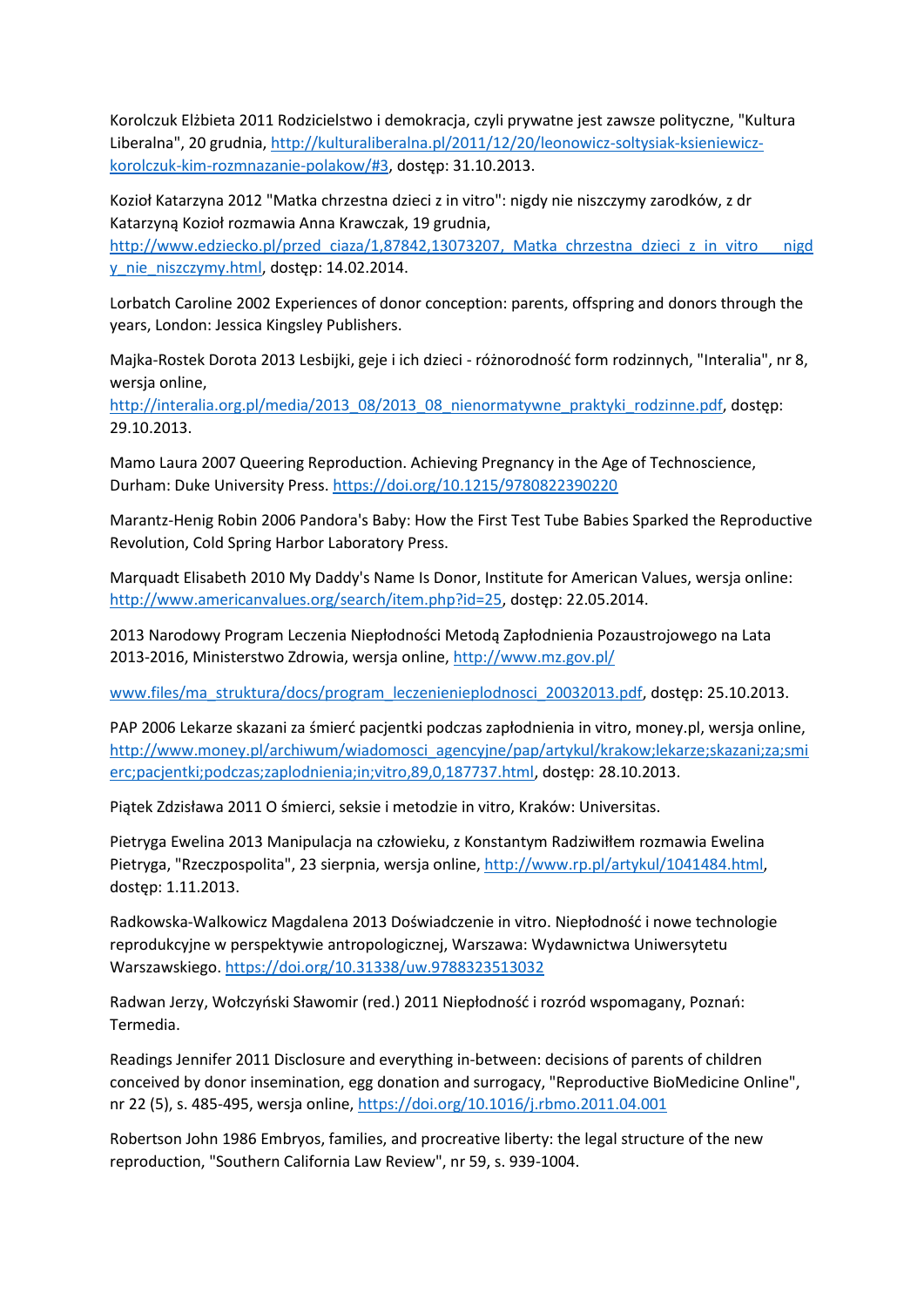Korolczuk Elżbieta 2011 Rodzicielstwo i demokracja, czyli prywatne jest zawsze polityczne, "Kultura Liberalna", 20 grudnia, http://kulturaliberalna.pl/2011/12/20/leonowicz-soltysiak-ksieniewicz-korolczuk-kim-rozmnazanie-polakow/#3, dostęp: 31.10.2013.

Kozioł Katarzyna 2012 "Matka chrzestna dzieci z in vitro": nigdy nie niszczymy zarodków, z dr Katarzyną Kozioł rozmawia Anna Krawczak, 19 grudnia, http://www.edziecko.pl/przed_ciaza/1,87842,13073207,_Matka_chrzestna_dzieci_z_in_vitro___nigdy_nie_niszczymy.html, dostęp: 14.02.2014.

Lorbatch Caroline 2002 Experiences of donor conception: parents, offspring and donors through the years, London: Jessica Kingsley Publishers.

Majka-Rostek Dorota 2013 Lesbijki, geje i ich dzieci - różnorodność form rodzinnych, "Interalia", nr 8, wersja online, http://interalia.org.pl/media/2013_08/2013_08_nienormatywne_praktyki_rodzinne.pdf, dostęp: 29.10.2013.

Mamo Laura 2007 Queering Reproduction. Achieving Pregnancy in the Age of Technoscience, Durham: Duke University Press. https://doi.org/10.1215/9780822390220

Marantz-Henig Robin 2006 Pandora's Baby: How the First Test Tube Babies Sparked the Reproductive Revolution, Cold Spring Harbor Laboratory Press.

Marquadt Elisabeth 2010 My Daddy's Name Is Donor, Institute for American Values, wersja online: http://www.americanvalues.org/search/item.php?id=25, dostęp: 22.05.2014.

2013 Narodowy Program Leczenia Niepłodności Metodą Zapłodnienia Pozaustrojowego na Lata 2013-2016, Ministerstwo Zdrowia, wersja online, http://www.mz.gov.pl/

www.files/ma_struktura/docs/program_leczenienieplodnosci_20032013.pdf, dostęp: 25.10.2013.

PAP 2006 Lekarze skazani za śmierć pacjentki podczas zapłodnienia in vitro, money.pl, wersja online, http://www.money.pl/archiwum/wiadomosci_agencyjne/pap/artykul/krakow;lekarze;skazani;za;smierc;pacjentki;podczas;zaplodnienia;in;vitro,89,0,187737.html, dostęp: 28.10.2013.

Piątek Zdzisława 2011 O śmierci, seksie i metodzie in vitro, Kraków: Universitas.

Pietryga Ewelina 2013 Manipulacja na człowieku, z Konstantym Radziwiłłem rozmawia Ewelina Pietryga, "Rzeczpospolita", 23 sierpnia, wersja online, http://www.rp.pl/artykul/1041484.html, dostęp: 1.11.2013.

Radkowska-Walkowicz Magdalena 2013 Doświadczenie in vitro. Niepłodność i nowe technologie reprodukcyjne w perspektywie antropologicznej, Warszawa: Wydawnictwa Uniwersytetu Warszawskiego. https://doi.org/10.31338/uw.9788323513032

Radwan Jerzy, Wołczyński Sławomir (red.) 2011 Niepłodność i rozród wspomagany, Poznań: Termedia.

Readings Jennifer 2011 Disclosure and everything in-between: decisions of parents of children conceived by donor insemination, egg donation and surrogacy, "Reproductive BioMedicine Online", nr 22 (5), s. 485-495, wersja online, https://doi.org/10.1016/j.rbmo.2011.04.001

Robertson John 1986 Embryos, families, and procreative liberty: the legal structure of the new reproduction, "Southern California Law Review", nr 59, s. 939-1004.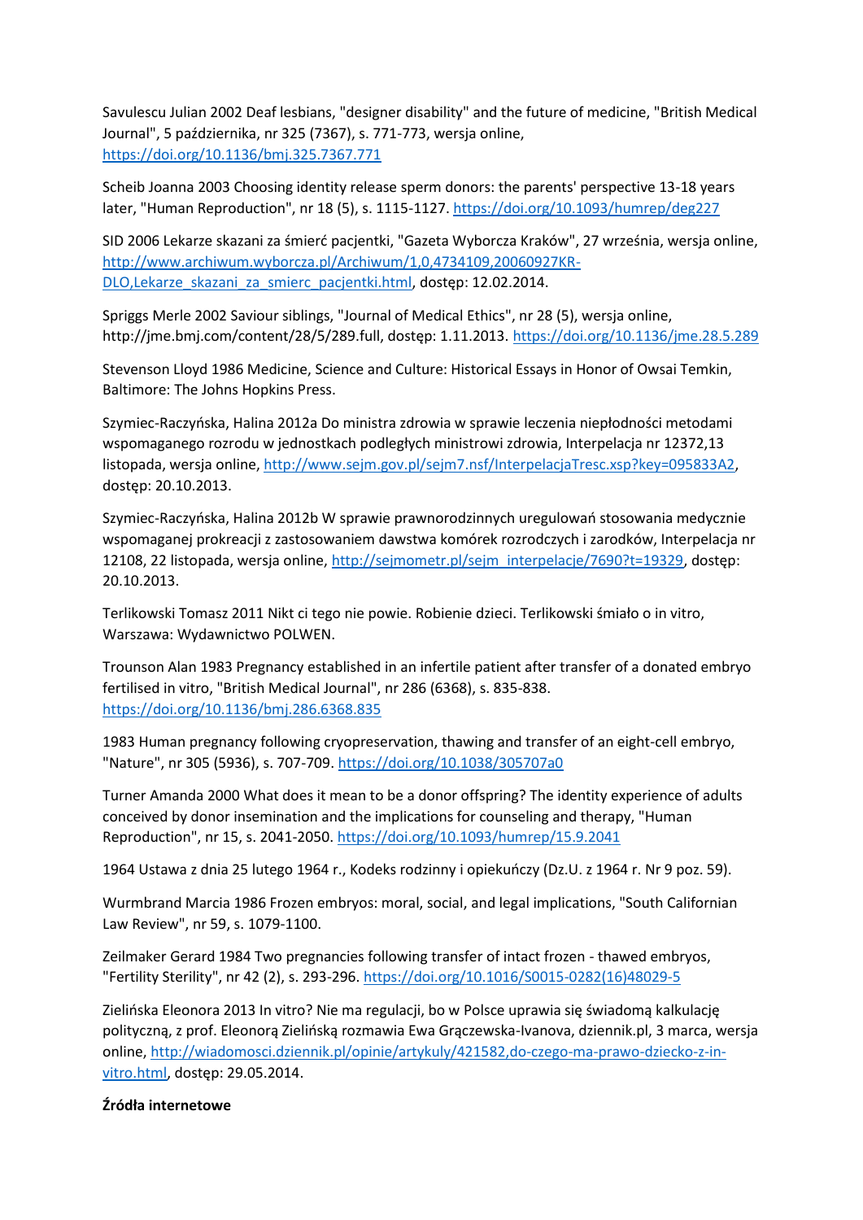Savulescu Julian 2002 Deaf lesbians, "designer disability" and the future of medicine, "British Medical Journal", 5 października, nr 325 (7367), s. 771-773, wersja online, https://doi.org/10.1136/bmj.325.7367.771

Scheib Joanna 2003 Choosing identity release sperm donors: the parents' perspective 13-18 years later, "Human Reproduction", nr 18 (5), s. 1115-1127. https://doi.org/10.1093/humrep/deg227

SID 2006 Lekarze skazani za śmierć pacjentki, "Gazeta Wyborcza Kraków", 27 września, wersja online, http://www.archiwum.wyborcza.pl/Archiwum/1,0,4734109,20060927KR-DLO,Lekarze_skazani_za_smierc_pacjentki.html, dostęp: 12.02.2014.

Spriggs Merle 2002 Saviour siblings, "Journal of Medical Ethics", nr 28 (5), wersja online, http://jme.bmj.com/content/28/5/289.full, dostęp: 1.11.2013. https://doi.org/10.1136/jme.28.5.289

Stevenson Lloyd 1986 Medicine, Science and Culture: Historical Essays in Honor of Owsai Temkin, Baltimore: The Johns Hopkins Press.

Szymiec-Raczyńska, Halina 2012a Do ministra zdrowia w sprawie leczenia niepłodności metodami wspomaganego rozrodu w jednostkach podległych ministrowi zdrowia, Interpelacja nr 12372,13 listopada, wersja online, http://www.sejm.gov.pl/sejm7.nsf/InterpelacjaTresc.xsp?key=095833A2, dostęp: 20.10.2013.

Szymiec-Raczyńska, Halina 2012b W sprawie prawnorodzinnych uregulowań stosowania medycznie wspomaganej prokreacji z zastosowaniem dawstwa komórek rozrodczych i zarodków, Interpelacja nr 12108, 22 listopada, wersja online, http://sejmometr.pl/sejm_interpelacje/7690?t=19329, dostęp: 20.10.2013.

Terlikowski Tomasz 2011 Nikt ci tego nie powie. Robienie dzieci. Terlikowski śmiało o in vitro, Warszawa: Wydawnictwo POLWEN.

Trounson Alan 1983 Pregnancy established in an infertile patient after transfer of a donated embryo fertilised in vitro, "British Medical Journal", nr 286 (6368), s. 835-838. https://doi.org/10.1136/bmj.286.6368.835

1983 Human pregnancy following cryopreservation, thawing and transfer of an eight-cell embryo, "Nature", nr 305 (5936), s. 707-709. https://doi.org/10.1038/305707a0

Turner Amanda 2000 What does it mean to be a donor offspring? The identity experience of adults conceived by donor insemination and the implications for counseling and therapy, "Human Reproduction", nr 15, s. 2041-2050. https://doi.org/10.1093/humrep/15.9.2041

1964 Ustawa z dnia 25 lutego 1964 r., Kodeks rodzinny i opiekuńczy (Dz.U. z 1964 r. Nr 9 poz. 59).

Wurmbrand Marcia 1986 Frozen embryos: moral, social, and legal implications, "South Californian Law Review", nr 59, s. 1079-1100.

Zeilmaker Gerard 1984 Two pregnancies following transfer of intact frozen - thawed embryos, "Fertility Sterility", nr 42 (2), s. 293-296. https://doi.org/10.1016/S0015-0282(16)48029-5

Zielińska Eleonora 2013 In vitro? Nie ma regulacji, bo w Polsce uprawia się świadomą kalkulację polityczną, z prof. Eleonorą Zielińską rozmawia Ewa Grączewska-Ivanova, dziennik.pl, 3 marca, wersja online, http://wiadomosci.dziennik.pl/opinie/artykuly/421582,do-czego-ma-prawo-dziecko-z-in-vitro.html, dostęp: 29.05.2014.

**Źródła internetowe**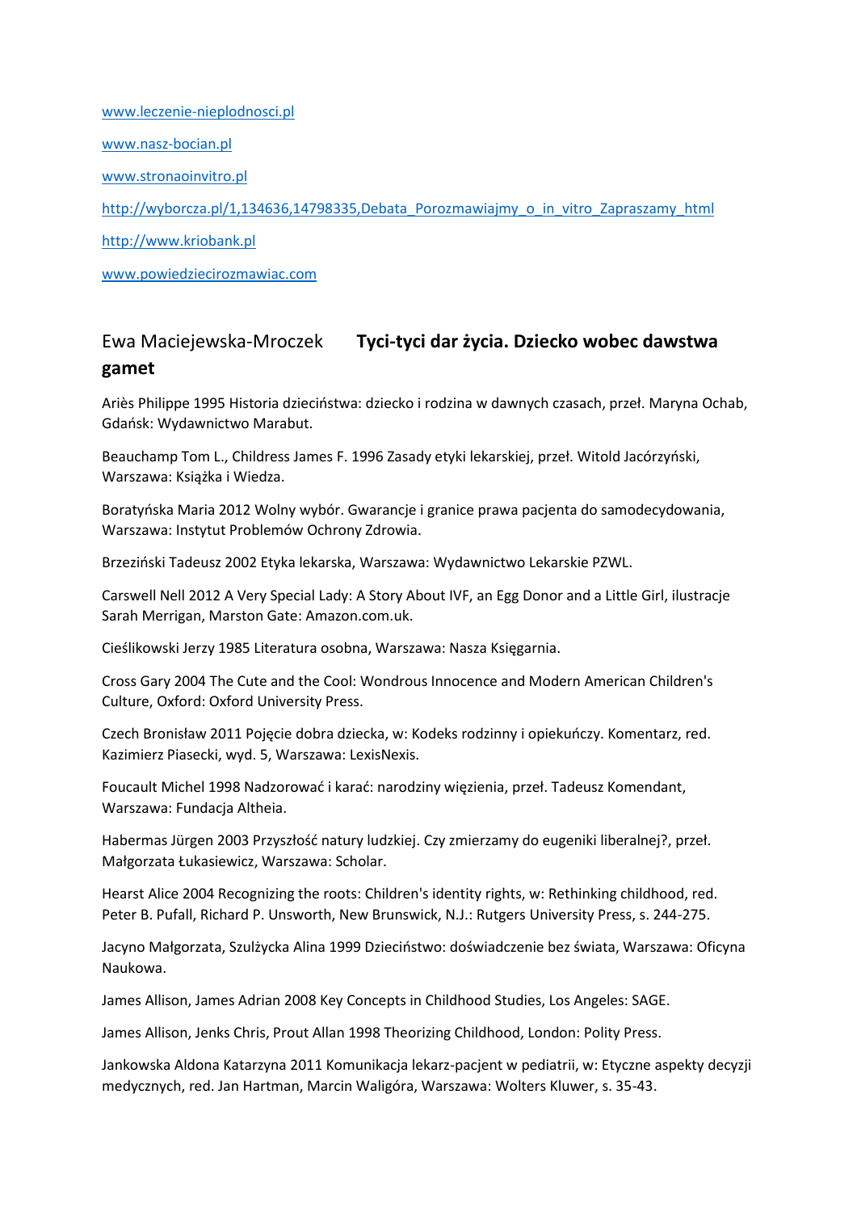www.leczenie-nieplodnosci.pl

www.nasz-bocian.pl

www.stronaoinvitro.pl

http://wyborcza.pl/1,134636,14798335,Debata_Porozmawiajmy_o_in_vitro_Zapraszamy_html

http://www.kriobank.pl

www.powiedziecirozmawiac.com

## Ewa Maciejewska-Mroczek **Tyci-tyci dar życia. Dziecko wobec dawstwa gamet**

Ariès Philippe 1995 Historia dzieciństwa: dziecko i rodzina w dawnych czasach, przeł. Maryna Ochab, Gdańsk: Wydawnictwo Marabut.

Beauchamp Tom L., Childress James F. 1996 Zasady etyki lekarskiej, przeł. Witold Jacórzyński, Warszawa: Książka i Wiedza.

Boratyńska Maria 2012 Wolny wybór. Gwarancje i granice prawa pacjenta do samodecydowania, Warszawa: Instytut Problemów Ochrony Zdrowia.

Brzeziński Tadeusz 2002 Etyka lekarska, Warszawa: Wydawnictwo Lekarskie PZWL.

Carswell Nell 2012 A Very Special Lady: A Story About IVF, an Egg Donor and a Little Girl, ilustracje Sarah Merrigan, Marston Gate: Amazon.com.uk.

Cieślikowski Jerzy 1985 Literatura osobna, Warszawa: Nasza Księgarnia.

Cross Gary 2004 The Cute and the Cool: Wondrous Innocence and Modern American Children's Culture, Oxford: Oxford University Press.

Czech Bronisław 2011 Pojęcie dobra dziecka, w: Kodeks rodzinny i opiekuńczy. Komentarz, red. Kazimierz Piasecki, wyd. 5, Warszawa: LexisNexis.

Foucault Michel 1998 Nadzorować i karać: narodziny więzienia, przeł. Tadeusz Komendant, Warszawa: Fundacja Altheia.

Habermas Jürgen 2003 Przyszłość natury ludzkiej. Czy zmierzamy do eugeniki liberalnej?, przeł. Małgorzata Łukasiewicz, Warszawa: Scholar.

Hearst Alice 2004 Recognizing the roots: Children's identity rights, w: Rethinking childhood, red. Peter B. Pufall, Richard P. Unsworth, New Brunswick, N.J.: Rutgers University Press, s. 244-275.

Jacyno Małgorzata, Szulżycka Alina 1999 Dzieciństwo: doświadczenie bez świata, Warszawa: Oficyna Naukowa.

James Allison, James Adrian 2008 Key Concepts in Childhood Studies, Los Angeles: SAGE.

James Allison, Jenks Chris, Prout Allan 1998 Theorizing Childhood, London: Polity Press.

Jankowska Aldona Katarzyna 2011 Komunikacja lekarz-pacjent w pediatrii, w: Etyczne aspekty decyzji medycznych, red. Jan Hartman, Marcin Waligóra, Warszawa: Wolters Kluwer, s. 35-43.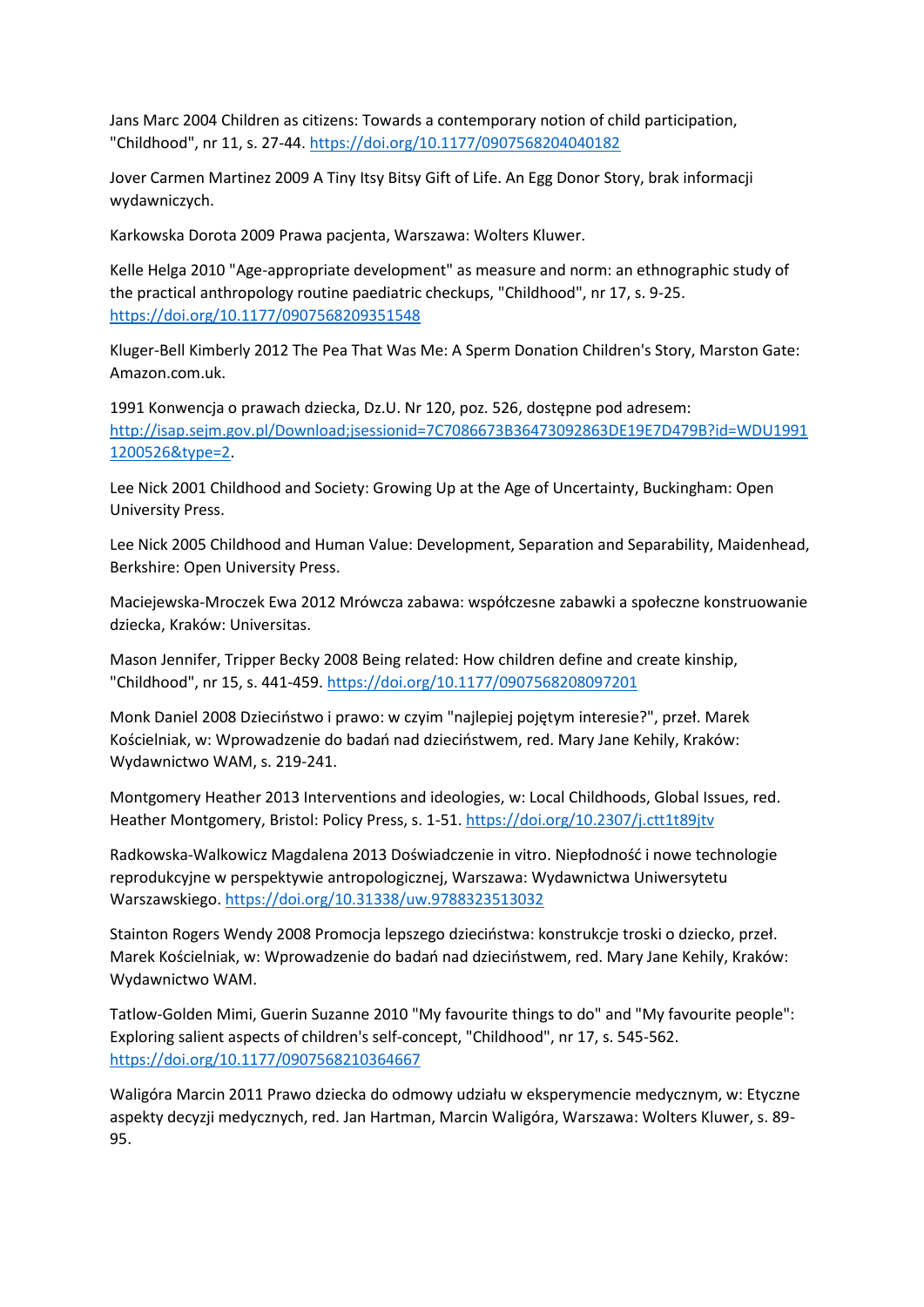Jans Marc 2004 Children as citizens: Towards a contemporary notion of child participation, "Childhood", nr 11, s. 27-44. https://doi.org/10.1177/0907568204040182

Jover Carmen Martinez 2009 A Tiny Itsy Bitsy Gift of Life. An Egg Donor Story, brak informacji wydawniczych.

Karkowska Dorota 2009 Prawa pacjenta, Warszawa: Wolters Kluwer.

Kelle Helga 2010 "Age-appropriate development" as measure and norm: an ethnographic study of the practical anthropology routine paediatric checkups, "Childhood", nr 17, s. 9-25. https://doi.org/10.1177/0907568209351548

Kluger-Bell Kimberly 2012 The Pea That Was Me: A Sperm Donation Children's Story, Marston Gate: Amazon.com.uk.

1991 Konwencja o prawach dziecka, Dz.U. Nr 120, poz. 526, dostępne pod adresem: http://isap.sejm.gov.pl/Download;jsessionid=7C7086673B36473092863DE19E7D479B?id=WDU19911200526&type=2.

Lee Nick 2001 Childhood and Society: Growing Up at the Age of Uncertainty, Buckingham: Open University Press.

Lee Nick 2005 Childhood and Human Value: Development, Separation and Separability, Maidenhead, Berkshire: Open University Press.

Maciejewska-Mroczek Ewa 2012 Mrówcza zabawa: współczesne zabawki a społeczne konstruowanie dziecka, Kraków: Universitas.

Mason Jennifer, Tripper Becky 2008 Being related: How children define and create kinship, "Childhood", nr 15, s. 441-459. https://doi.org/10.1177/0907568208097201

Monk Daniel 2008 Dzieciństwo i prawo: w czyim "najlepiej pojętym interesie?", przeł. Marek Kościelniak, w: Wprowadzenie do badań nad dzieciństwem, red. Mary Jane Kehily, Kraków: Wydawnictwo WAM, s. 219-241.

Montgomery Heather 2013 Interventions and ideologies, w: Local Childhoods, Global Issues, red. Heather Montgomery, Bristol: Policy Press, s. 1-51. https://doi.org/10.2307/j.ctt1t89jtv

Radkowska-Walkowicz Magdalena 2013 Doświadczenie in vitro. Niepłodność i nowe technologie reprodukcyjne w perspektywie antropologicznej, Warszawa: Wydawnictwa Uniwersytetu Warszawskiego. https://doi.org/10.31338/uw.9788323513032

Stainton Rogers Wendy 2008 Promocja lepszego dzieciństwa: konstrukcje troski o dziecko, przeł. Marek Kościelniak, w: Wprowadzenie do badań nad dzieciństwem, red. Mary Jane Kehily, Kraków: Wydawnictwo WAM.

Tatlow-Golden Mimi, Guerin Suzanne 2010 "My favourite things to do" and "My favourite people": Exploring salient aspects of children's self-concept, "Childhood", nr 17, s. 545-562. https://doi.org/10.1177/0907568210364667

Waligóra Marcin 2011 Prawo dziecka do odmowy udziału w eksperymencie medycznym, w: Etyczne aspekty decyzji medycznych, red. Jan Hartman, Marcin Waligóra, Warszawa: Wolters Kluwer, s. 89-95.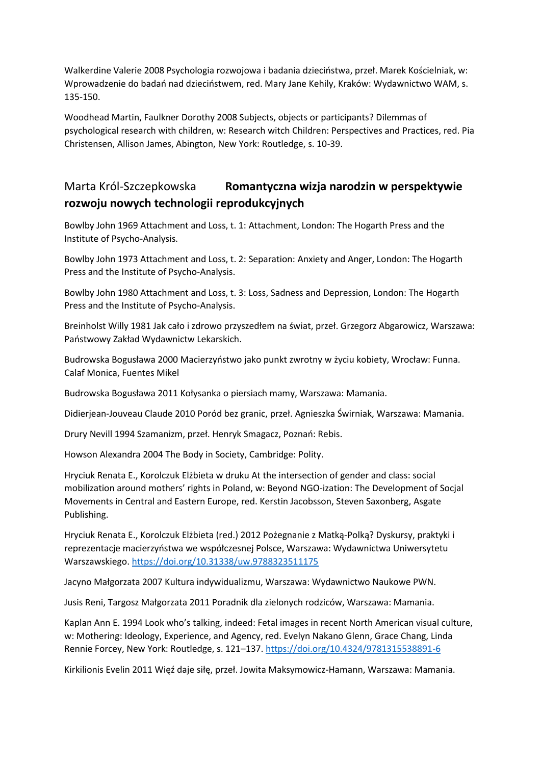Walkerdine Valerie 2008 Psychologia rozwojowa i badania dzieciństwa, przeł. Marek Kościelniak, w: Wprowadzenie do badań nad dzieciństwem, red. Mary Jane Kehily, Kraków: Wydawnictwo WAM, s. 135-150.

Woodhead Martin, Faulkner Dorothy 2008 Subjects, objects or participants? Dilemmas of psychological research with children, w: Research witch Children: Perspectives and Practices, red. Pia Christensen, Allison James, Abington, New York: Routledge, s. 10-39.

## Marta Król-Szczepkowska **Romantyczna wizja narodzin w perspektywie rozwoju nowych technologii reprodukcyjnych**

Bowlby John 1969 Attachment and Loss, t. 1: Attachment, London: The Hogarth Press and the Institute of Psycho-Analysis.

Bowlby John 1973 Attachment and Loss, t. 2: Separation: Anxiety and Anger, London: The Hogarth Press and the Institute of Psycho-Analysis.

Bowlby John 1980 Attachment and Loss, t. 3: Loss, Sadness and Depression, London: The Hogarth Press and the Institute of Psycho-Analysis.

Breinholst Willy 1981 Jak cało i zdrowo przyszedłem na świat, przeł. Grzegorz Abgarowicz, Warszawa: Państwowy Zakład Wydawnictw Lekarskich.

Budrowska Bogusława 2000 Macierzyństwo jako punkt zwrotny w życiu kobiety, Wrocław: Funna. Calaf Monica, Fuentes Mikel

Budrowska Bogusława 2011 Kołysanka o piersiach mamy, Warszawa: Mamania.

Didierjean-Jouveau Claude 2010 Poród bez granic, przeł. Agnieszka Świrniak, Warszawa: Mamania.

Drury Nevill 1994 Szamanizm, przeł. Henryk Smagacz, Poznań: Rebis.

Howson Alexandra 2004 The Body in Society, Cambridge: Polity.

Hryciuk Renata E., Korolczuk Elżbieta w druku At the intersection of gender and class: social mobilization around mothers' rights in Poland, w: Beyond NGO-ization: The Development of Socjal Movements in Central and Eastern Europe, red. Kerstin Jacobsson, Steven Saxonberg, Asgate Publishing.

Hryciuk Renata E., Korolczuk Elżbieta (red.) 2012 Pożegnanie z Matką-Polką? Dyskursy, praktyki i reprezentacje macierzyństwa we współczesnej Polsce, Warszawa: Wydawnictwa Uniwersytetu Warszawskiego. https://doi.org/10.31338/uw.9788323511175

Jacyno Małgorzata 2007 Kultura indywidualizmu, Warszawa: Wydawnictwo Naukowe PWN.

Jusis Reni, Targosz Małgorzata 2011 Poradnik dla zielonych rodziców, Warszawa: Mamania.

Kaplan Ann E. 1994 Look who's talking, indeed: Fetal images in recent North American visual culture, w: Mothering: Ideology, Experience, and Agency, red. Evelyn Nakano Glenn, Grace Chang, Linda Rennie Forcey, New York: Routledge, s. 121–137. https://doi.org/10.4324/9781315538891-6

Kirkilionis Evelin 2011 Więź daje siłę, przeł. Jowita Maksymowicz-Hamann, Warszawa: Mamania.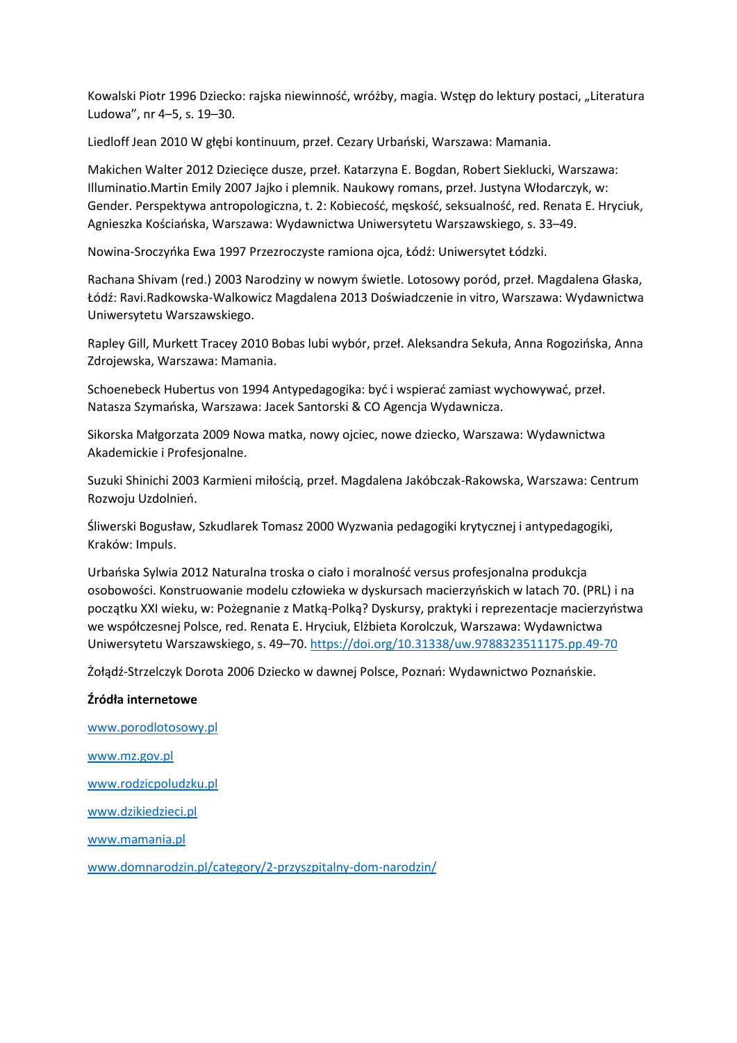Kowalski Piotr 1996 Dziecko: rajska niewinność, wróżby, magia. Wstęp do lektury postaci, „Literatura Ludowa”, nr 4–5, s. 19–30.

Liedloff Jean 2010 W głębi kontinuum, przeł. Cezary Urbański, Warszawa: Mamania.

Makichen Walter 2012 Dziecięce dusze, przeł. Katarzyna E. Bogdan, Robert Sieklucki, Warszawa: Illuminatio.Martin Emily 2007 Jajko i plemnik. Naukowy romans, przeł. Justyna Włodarczyk, w: Gender. Perspektywa antropologiczna, t. 2: Kobiecość, męskość, seksualność, red. Renata E. Hryciuk, Agnieszka Kościańska, Warszawa: Wydawnictwa Uniwersytetu Warszawskiego, s. 33–49.

Nowina-Sroczyńka Ewa 1997 Przezroczyste ramiona ojca, Łódź: Uniwersytet Łódzki.

Rachana Shivam (red.) 2003 Narodziny w nowym świetle. Lotosowy poród, przeł. Magdalena Głaska, Łódź: Ravi.Radkowska-Walkowicz Magdalena 2013 Doświadczenie in vitro, Warszawa: Wydawnictwa Uniwersytetu Warszawskiego.

Rapley Gill, Murkett Tracey 2010 Bobas lubi wybór, przeł. Aleksandra Sekuła, Anna Rogozińska, Anna Zdrojewska, Warszawa: Mamania.

Schoenebeck Hubertus von 1994 Antypedagogika: być i wspierać zamiast wychowywać, przeł. Natasza Szymańska, Warszawa: Jacek Santorski & CO Agencja Wydawnicza.

Sikorska Małgorzata 2009 Nowa matka, nowy ojciec, nowe dziecko, Warszawa: Wydawnictwa Akademickie i Profesjonalne.

Suzuki Shinichi 2003 Karmieni miłością, przeł. Magdalena Jakóbczak-Rakowska, Warszawa: Centrum Rozwoju Uzdolnień.

Śliwerski Bogusław, Szkudlarek Tomasz 2000 Wyzwania pedagogiki krytycznej i antypedagogiki, Kraków: Impuls.

Urbańska Sylwia 2012 Naturalna troska o ciało i moralność versus profesjonalna produkcja osobowości. Konstruowanie modelu człowieka w dyskursach macierzyńskich w latach 70. (PRL) i na początku XXI wieku, w: Pożegnanie z Matką-Polką? Dyskursy, praktyki i reprezentacje macierzyństwa we współczesnej Polsce, red. Renata E. Hryciuk, Elżbieta Korolczuk, Warszawa: Wydawnictwa Uniwersytetu Warszawskiego, s. 49–70. https://doi.org/10.31338/uw.9788323511175.pp.49-70

Żołądź-Strzelczyk Dorota 2006 Dziecko w dawnej Polsce, Poznań: Wydawnictwo Poznańskie.

**Źródła internetowe**

www.porodlotosowy.pl

www.mz.gov.pl

www.rodzicpoludzku.pl

www.dzikiedzieci.pl

www.mamania.pl

www.domnarodzin.pl/category/2-przyszpitalny-dom-narodzin/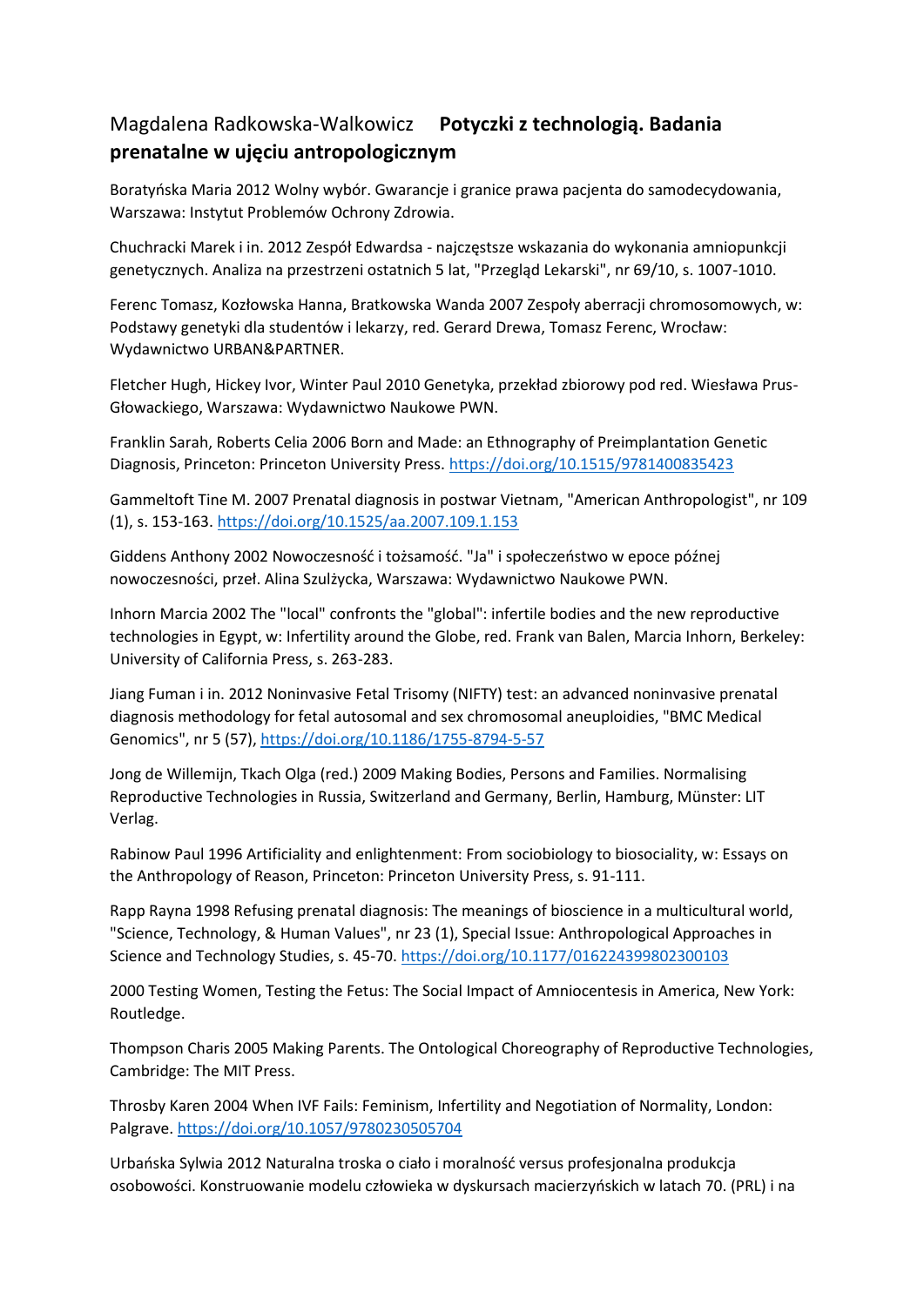Magdalena Radkowska-Walkowicz **Potyczki z technologią. Badania prenatalne w ujęciu antropologicznym**

Boratyńska Maria 2012 Wolny wybór. Gwarancje i granice prawa pacjenta do samodecydowania, Warszawa: Instytut Problemów Ochrony Zdrowia.

Chuchracki Marek i in. 2012 Zespół Edwardsa - najczęstsze wskazania do wykonania amniopunkcji genetycznych. Analiza na przestrzeni ostatnich 5 lat, "Przegląd Lekarski", nr 69/10, s. 1007-1010.

Ferenc Tomasz, Kozłowska Hanna, Bratkowska Wanda 2007 Zespoły aberracji chromosomowych, w: Podstawy genetyki dla studentów i lekarzy, red. Gerard Drewa, Tomasz Ferenc, Wrocław: Wydawnictwo URBAN&PARTNER.

Fletcher Hugh, Hickey Ivor, Winter Paul 2010 Genetyka, przekład zbiorowy pod red. Wiesława Prus-Głowackiego, Warszawa: Wydawnictwo Naukowe PWN.

Franklin Sarah, Roberts Celia 2006 Born and Made: an Ethnography of Preimplantation Genetic Diagnosis, Princeton: Princeton University Press. https://doi.org/10.1515/9781400835423

Gammeltoft Tine M. 2007 Prenatal diagnosis in postwar Vietnam, "American Anthropologist", nr 109 (1), s. 153-163. https://doi.org/10.1525/aa.2007.109.1.153

Giddens Anthony 2002 Nowoczesność i tożsamość. "Ja" i społeczeństwo w epoce późnej nowoczesności, przeł. Alina Szulżycka, Warszawa: Wydawnictwo Naukowe PWN.

Inhorn Marcia 2002 The "local" confronts the "global": infertile bodies and the new reproductive technologies in Egypt, w: Infertility around the Globe, red. Frank van Balen, Marcia Inhorn, Berkeley: University of California Press, s. 263-283.

Jiang Fuman i in. 2012 Noninvasive Fetal Trisomy (NIFTY) test: an advanced noninvasive prenatal diagnosis methodology for fetal autosomal and sex chromosomal aneuploidies, "BMC Medical Genomics", nr 5 (57), https://doi.org/10.1186/1755-8794-5-57

Jong de Willemijn, Tkach Olga (red.) 2009 Making Bodies, Persons and Families. Normalising Reproductive Technologies in Russia, Switzerland and Germany, Berlin, Hamburg, Münster: LIT Verlag.

Rabinow Paul 1996 Artificiality and enlightenment: From sociobiology to biosociality, w: Essays on the Anthropology of Reason, Princeton: Princeton University Press, s. 91-111.

Rapp Rayna 1998 Refusing prenatal diagnosis: The meanings of bioscience in a multicultural world, "Science, Technology, & Human Values", nr 23 (1), Special Issue: Anthropological Approaches in Science and Technology Studies, s. 45-70. https://doi.org/10.1177/016224399802300103

2000 Testing Women, Testing the Fetus: The Social Impact of Amniocentesis in America, New York: Routledge.

Thompson Charis 2005 Making Parents. The Ontological Choreography of Reproductive Technologies, Cambridge: The MIT Press.

Throsby Karen 2004 When IVF Fails: Feminism, Infertility and Negotiation of Normality, London: Palgrave. https://doi.org/10.1057/9780230505704

Urbańska Sylwia 2012 Naturalna troska o ciało i moralność versus profesjonalna produkcja osobowości. Konstruowanie modelu człowieka w dyskursach macierzyńskich w latach 70. (PRL) i na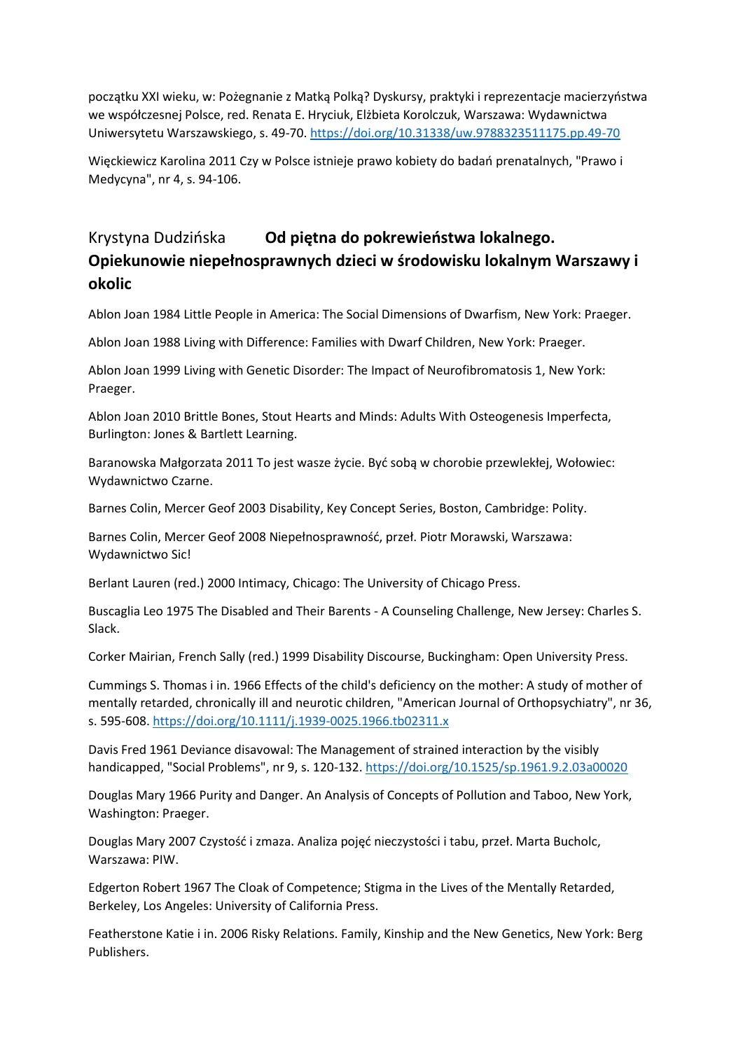początku XXI wieku, w: Pożegnanie z Matką Polką? Dyskursy, praktyki i reprezentacje macierzyństwa we współczesnej Polsce, red. Renata E. Hryciuk, Elżbieta Korolczuk, Warszawa: Wydawnictwa Uniwersytetu Warszawskiego, s. 49-70. https://doi.org/10.31338/uw.9788323511175.pp.49-70

Więckiewicz Karolina 2011 Czy w Polsce istnieje prawo kobiety do badań prenatalnych, "Prawo i Medycyna", nr 4, s. 94-106.

## Krystyna Dudzińska **Od piętna do pokrewieństwa lokalnego. Opiekunowie niepełnosprawnych dzieci w środowisku lokalnym Warszawy i okolic**

Ablon Joan 1984 Little People in America: The Social Dimensions of Dwarfism, New York: Praeger.

Ablon Joan 1988 Living with Difference: Families with Dwarf Children, New York: Praeger.

Ablon Joan 1999 Living with Genetic Disorder: The Impact of Neurofibromatosis 1, New York: Praeger.

Ablon Joan 2010 Brittle Bones, Stout Hearts and Minds: Adults With Osteogenesis Imperfecta, Burlington: Jones & Bartlett Learning.

Baranowska Małgorzata 2011 To jest wasze życie. Być sobą w chorobie przewlekłej, Wołowiec: Wydawnictwo Czarne.

Barnes Colin, Mercer Geof 2003 Disability, Key Concept Series, Boston, Cambridge: Polity.

Barnes Colin, Mercer Geof 2008 Niepełnosprawność, przeł. Piotr Morawski, Warszawa: Wydawnictwo Sic!

Berlant Lauren (red.) 2000 Intimacy, Chicago: The University of Chicago Press.

Buscaglia Leo 1975 The Disabled and Their Barents - A Counseling Challenge, New Jersey: Charles S. Slack.

Corker Mairian, French Sally (red.) 1999 Disability Discourse, Buckingham: Open University Press.

Cummings S. Thomas i in. 1966 Effects of the child's deficiency on the mother: A study of mother of mentally retarded, chronically ill and neurotic children, "American Journal of Orthopsychiatry", nr 36, s. 595-608. https://doi.org/10.1111/j.1939-0025.1966.tb02311.x

Davis Fred 1961 Deviance disavowal: The Management of strained interaction by the visibly handicapped, "Social Problems", nr 9, s. 120-132. https://doi.org/10.1525/sp.1961.9.2.03a00020

Douglas Mary 1966 Purity and Danger. An Analysis of Concepts of Pollution and Taboo, New York, Washington: Praeger.

Douglas Mary 2007 Czystość i zmaza. Analiza pojęć nieczystości i tabu, przeł. Marta Bucholc, Warszawa: PIW.

Edgerton Robert 1967 The Cloak of Competence; Stigma in the Lives of the Mentally Retarded, Berkeley, Los Angeles: University of California Press.

Featherstone Katie i in. 2006 Risky Relations. Family, Kinship and the New Genetics, New York: Berg Publishers.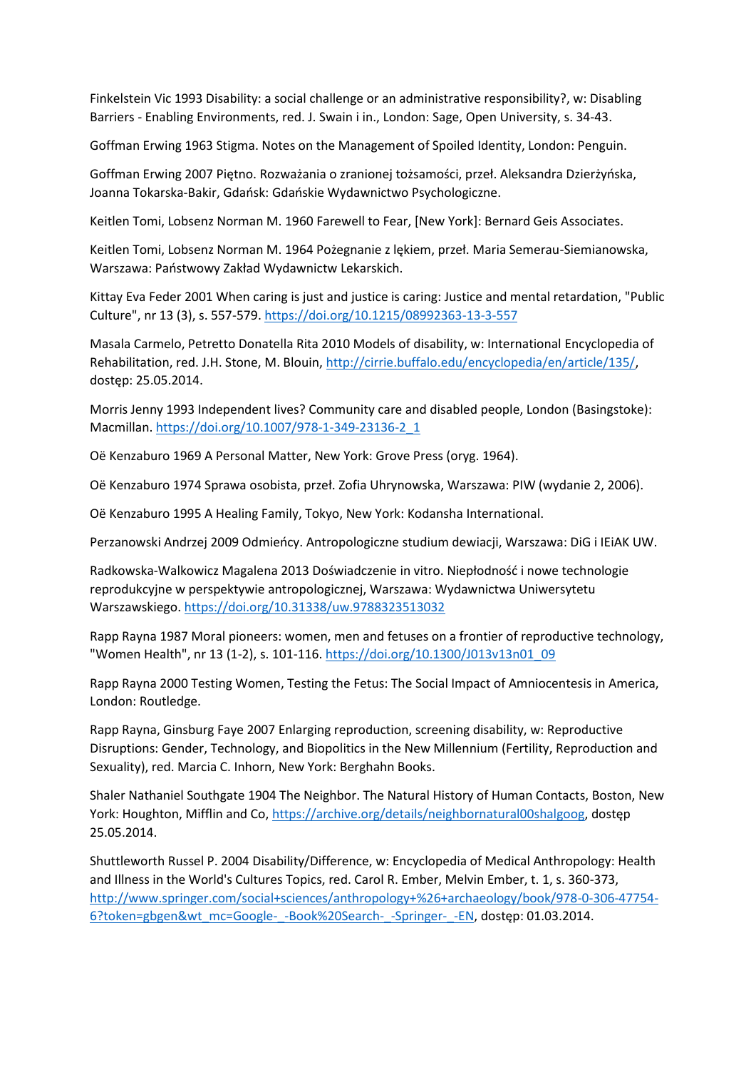Finkelstein Vic 1993 Disability: a social challenge or an administrative responsibility?, w: Disabling Barriers - Enabling Environments, red. J. Swain i in., London: Sage, Open University, s. 34-43.

Goffman Erwing 1963 Stigma. Notes on the Management of Spoiled Identity, London: Penguin.

Goffman Erwing 2007 Piętno. Rozważania o zranionej tożsamości, przeł. Aleksandra Dzierżyńska, Joanna Tokarska-Bakir, Gdańsk: Gdańskie Wydawnictwo Psychologiczne.

Keitlen Tomi, Lobsenz Norman M. 1960 Farewell to Fear, [New York]: Bernard Geis Associates.

Keitlen Tomi, Lobsenz Norman M. 1964 Pożegnanie z lękiem, przeł. Maria Semerau-Siemianowska, Warszawa: Państwowy Zakład Wydawnictw Lekarskich.

Kittay Eva Feder 2001 When caring is just and justice is caring: Justice and mental retardation, "Public Culture", nr 13 (3), s. 557-579. https://doi.org/10.1215/08992363-13-3-557

Masala Carmelo, Petretto Donatella Rita 2010 Models of disability, w: International Encyclopedia of Rehabilitation, red. J.H. Stone, M. Blouin, http://cirrie.buffalo.edu/encyclopedia/en/article/135/, dostęp: 25.05.2014.

Morris Jenny 1993 Independent lives? Community care and disabled people, London (Basingstoke): Macmillan. https://doi.org/10.1007/978-1-349-23136-2_1

Oë Kenzaburo 1969 A Personal Matter, New York: Grove Press (oryg. 1964).

Oë Kenzaburo 1974 Sprawa osobista, przeł. Zofia Uhrynowska, Warszawa: PIW (wydanie 2, 2006).

Oë Kenzaburo 1995 A Healing Family, Tokyo, New York: Kodansha International.

Perzanowski Andrzej 2009 Odmieńcy. Antropologiczne studium dewiacji, Warszawa: DiG i IEiAK UW.

Radkowska-Walkowicz Magalena 2013 Doświadczenie in vitro. Niepłodność i nowe technologie reprodukcyjne w perspektywie antropologicznej, Warszawa: Wydawnictwa Uniwersytetu Warszawskiego. https://doi.org/10.31338/uw.9788323513032

Rapp Rayna 1987 Moral pioneers: women, men and fetuses on a frontier of reproductive technology, "Women Health", nr 13 (1-2), s. 101-116. https://doi.org/10.1300/J013v13n01_09

Rapp Rayna 2000 Testing Women, Testing the Fetus: The Social Impact of Amniocentesis in America, London: Routledge.

Rapp Rayna, Ginsburg Faye 2007 Enlarging reproduction, screening disability, w: Reproductive Disruptions: Gender, Technology, and Biopolitics in the New Millennium (Fertility, Reproduction and Sexuality), red. Marcia C. Inhorn, New York: Berghahn Books.

Shaler Nathaniel Southgate 1904 The Neighbor. The Natural History of Human Contacts, Boston, New York: Houghton, Mifflin and Co, https://archive.org/details/neighbornatural00shalgoog, dostęp 25.05.2014.

Shuttleworth Russel P. 2004 Disability/Difference, w: Encyclopedia of Medical Anthropology: Health and Illness in the World's Cultures Topics, red. Carol R. Ember, Melvin Ember, t. 1, s. 360-373, http://www.springer.com/social+sciences/anthropology+%26+archaeology/book/978-0-306-47754-6?token=gbgen&wt_mc=Google-_-Book%20Search-_-Springer-_-EN, dostęp: 01.03.2014.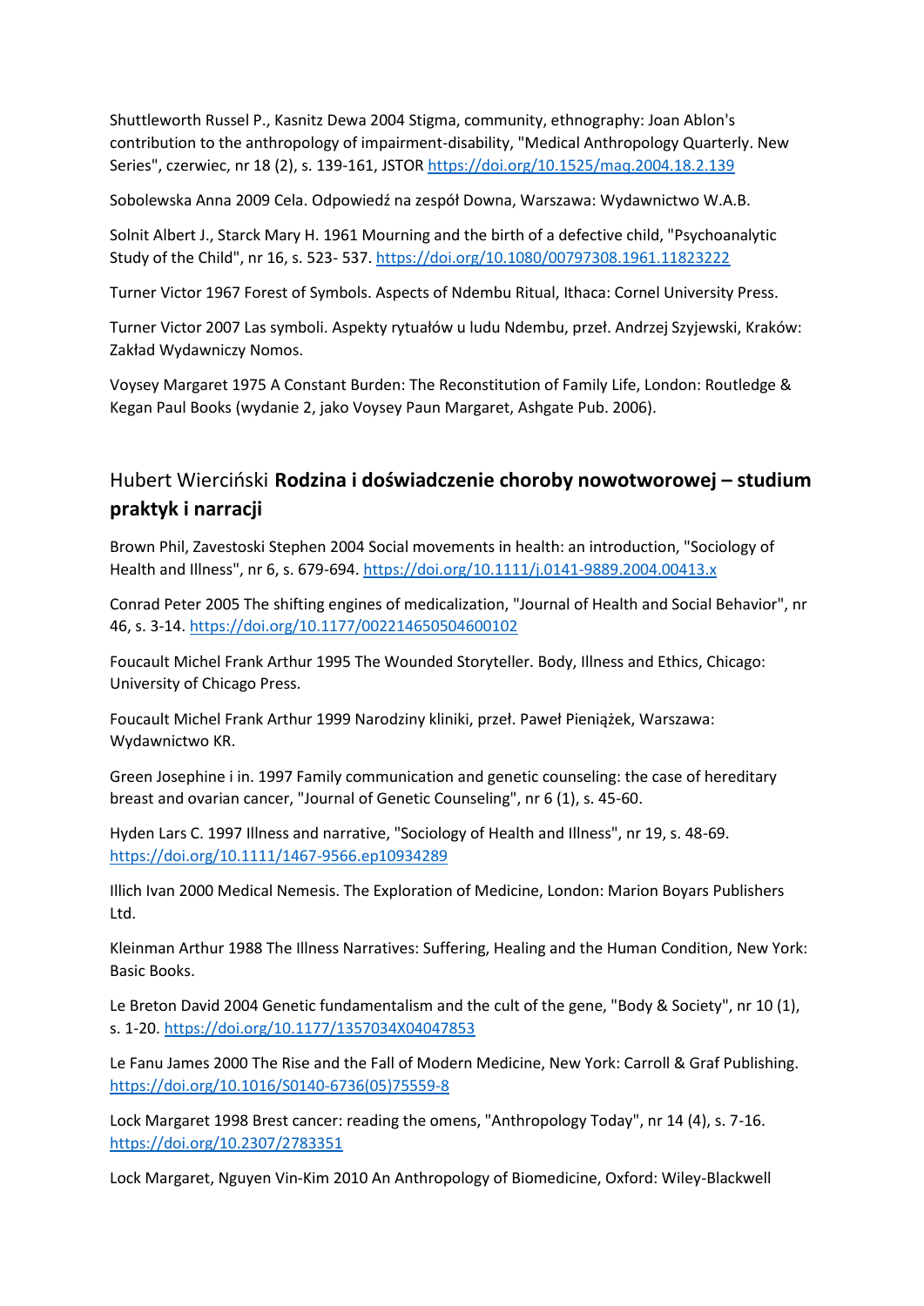Shuttleworth Russel P., Kasnitz Dewa 2004 Stigma, community, ethnography: Joan Ablon's contribution to the anthropology of impairment-disability, "Medical Anthropology Quarterly. New Series", czerwiec, nr 18 (2), s. 139-161, JSTOR https://doi.org/10.1525/maq.2004.18.2.139

Sobolewska Anna 2009 Cela. Odpowiedź na zespół Downa, Warszawa: Wydawnictwo W.A.B.

Solnit Albert J., Starck Mary H. 1961 Mourning and the birth of a defective child, "Psychoanalytic Study of the Child", nr 16, s. 523- 537. https://doi.org/10.1080/00797308.1961.11823222

Turner Victor 1967 Forest of Symbols. Aspects of Ndembu Ritual, Ithaca: Cornel University Press.

Turner Victor 2007 Las symboli. Aspekty rytuałów u ludu Ndembu, przeł. Andrzej Szyjewski, Kraków: Zakład Wydawniczy Nomos.

Voysey Margaret 1975 A Constant Burden: The Reconstitution of Family Life, London: Routledge & Kegan Paul Books (wydanie 2, jako Voysey Paun Margaret, Ashgate Pub. 2006).

## Hubert Wierciński **Rodzina i doświadczenie choroby nowotworowej – studium praktyk i narracji**

Brown Phil, Zavestoski Stephen 2004 Social movements in health: an introduction, "Sociology of Health and Illness", nr 6, s. 679-694. https://doi.org/10.1111/j.0141-9889.2004.00413.x

Conrad Peter 2005 The shifting engines of medicalization, "Journal of Health and Social Behavior", nr 46, s. 3-14. https://doi.org/10.1177/002214650504600102

Foucault Michel Frank Arthur 1995 The Wounded Storyteller. Body, Illness and Ethics, Chicago: University of Chicago Press.

Foucault Michel Frank Arthur 1999 Narodziny kliniki, przeł. Paweł Pieniążek, Warszawa: Wydawnictwo KR.

Green Josephine i in. 1997 Family communication and genetic counseling: the case of hereditary breast and ovarian cancer, "Journal of Genetic Counseling", nr 6 (1), s. 45-60.

Hyden Lars C. 1997 Illness and narrative, "Sociology of Health and Illness", nr 19, s. 48-69. https://doi.org/10.1111/1467-9566.ep10934289

Illich Ivan 2000 Medical Nemesis. The Exploration of Medicine, London: Marion Boyars Publishers Ltd.

Kleinman Arthur 1988 The Illness Narratives: Suffering, Healing and the Human Condition, New York: Basic Books.

Le Breton David 2004 Genetic fundamentalism and the cult of the gene, "Body & Society", nr 10 (1), s. 1-20. https://doi.org/10.1177/1357034X04047853

Le Fanu James 2000 The Rise and the Fall of Modern Medicine, New York: Carroll & Graf Publishing. https://doi.org/10.1016/S0140-6736(05)75559-8

Lock Margaret 1998 Brest cancer: reading the omens, "Anthropology Today", nr 14 (4), s. 7-16. https://doi.org/10.2307/2783351

Lock Margaret, Nguyen Vin-Kim 2010 An Anthropology of Biomedicine, Oxford: Wiley-Blackwell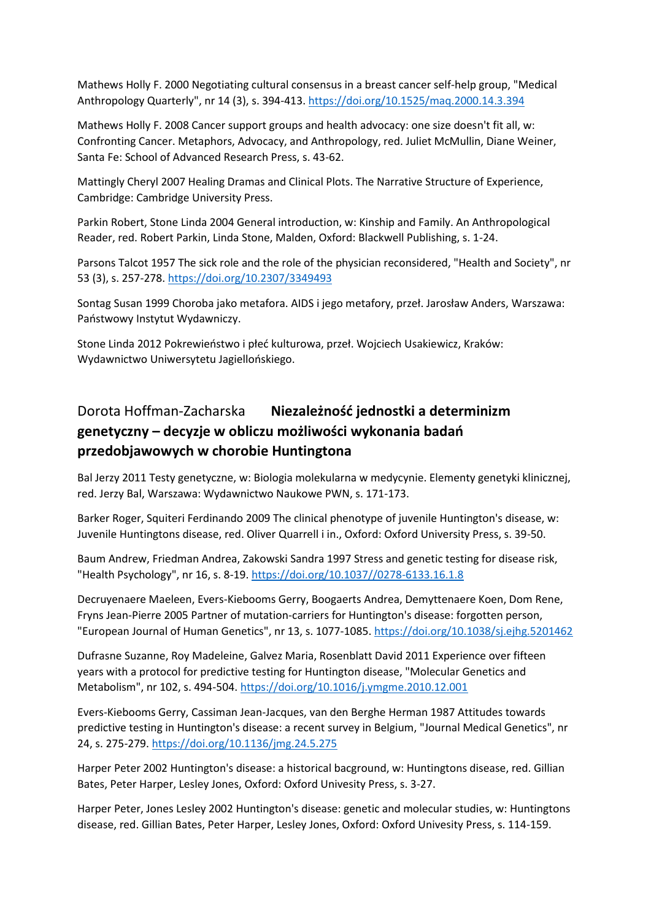Mathews Holly F. 2000 Negotiating cultural consensus in a breast cancer self-help group, "Medical Anthropology Quarterly", nr 14 (3), s. 394-413. https://doi.org/10.1525/maq.2000.14.3.394

Mathews Holly F. 2008 Cancer support groups and health advocacy: one size doesn't fit all, w: Confronting Cancer. Metaphors, Advocacy, and Anthropology, red. Juliet McMullin, Diane Weiner, Santa Fe: School of Advanced Research Press, s. 43-62.

Mattingly Cheryl 2007 Healing Dramas and Clinical Plots. The Narrative Structure of Experience, Cambridge: Cambridge University Press.

Parkin Robert, Stone Linda 2004 General introduction, w: Kinship and Family. An Anthropological Reader, red. Robert Parkin, Linda Stone, Malden, Oxford: Blackwell Publishing, s. 1-24.

Parsons Talcot 1957 The sick role and the role of the physician reconsidered, "Health and Society", nr 53 (3), s. 257-278. https://doi.org/10.2307/3349493

Sontag Susan 1999 Choroba jako metafora. AIDS i jego metafory, przeł. Jarosław Anders, Warszawa: Państwowy Instytut Wydawniczy.

Stone Linda 2012 Pokrewieństwo i płeć kulturowa, przeł. Wojciech Usakiewicz, Kraków: Wydawnictwo Uniwersytetu Jagiellońskiego.

## Dorota Hoffman-Zacharska **Niezależność jednostki a determinizm genetyczny – decyzje w obliczu możliwości wykonania badań przedobjawowych w chorobie Huntingtona**

Bal Jerzy 2011 Testy genetyczne, w: Biologia molekularna w medycynie. Elementy genetyki klinicznej, red. Jerzy Bal, Warszawa: Wydawnictwo Naukowe PWN, s. 171-173.

Barker Roger, Squiteri Ferdinando 2009 The clinical phenotype of juvenile Huntington's disease, w: Juvenile Huntingtons disease, red. Oliver Quarrell i in., Oxford: Oxford University Press, s. 39-50.

Baum Andrew, Friedman Andrea, Zakowski Sandra 1997 Stress and genetic testing for disease risk, "Health Psychology", nr 16, s. 8-19. https://doi.org/10.1037//0278-6133.16.1.8

Decruyenaere Maeleen, Evers-Kiebooms Gerry, Boogaerts Andrea, Demyttenaere Koen, Dom Rene, Fryns Jean-Pierre 2005 Partner of mutation-carriers for Huntington's disease: forgotten person, "European Journal of Human Genetics", nr 13, s. 1077-1085. https://doi.org/10.1038/sj.ejhg.5201462

Dufrasne Suzanne, Roy Madeleine, Galvez Maria, Rosenblatt David 2011 Experience over fifteen years with a protocol for predictive testing for Huntington disease, "Molecular Genetics and Metabolism", nr 102, s. 494-504. https://doi.org/10.1016/j.ymgme.2010.12.001

Evers-Kiebooms Gerry, Cassiman Jean-Jacques, van den Berghe Herman 1987 Attitudes towards predictive testing in Huntington's disease: a recent survey in Belgium, "Journal Medical Genetics", nr 24, s. 275-279. https://doi.org/10.1136/jmg.24.5.275

Harper Peter 2002 Huntington's disease: a historical bacground, w: Huntingtons disease, red. Gillian Bates, Peter Harper, Lesley Jones, Oxford: Oxford Univesity Press, s. 3-27.

Harper Peter, Jones Lesley 2002 Huntington's disease: genetic and molecular studies, w: Huntingtons disease, red. Gillian Bates, Peter Harper, Lesley Jones, Oxford: Oxford Univesity Press, s. 114-159.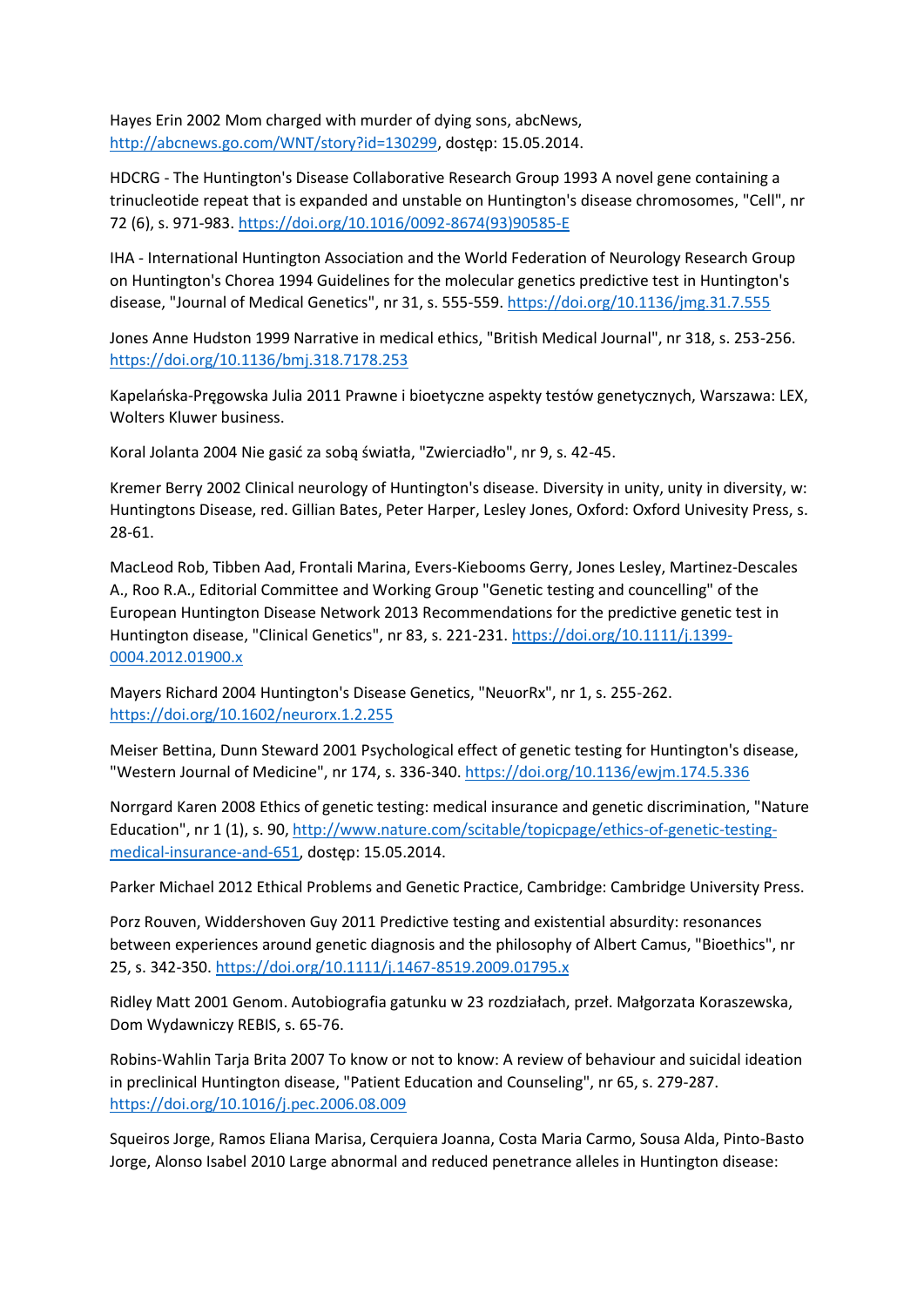Hayes Erin 2002 Mom charged with murder of dying sons, abcNews, http://abcnews.go.com/WNT/story?id=130299, dostęp: 15.05.2014.

HDCRG - The Huntington's Disease Collaborative Research Group 1993 A novel gene containing a trinucleotide repeat that is expanded and unstable on Huntington's disease chromosomes, "Cell", nr 72 (6), s. 971-983. https://doi.org/10.1016/0092-8674(93)90585-E

IHA - International Huntington Association and the World Federation of Neurology Research Group on Huntington's Chorea 1994 Guidelines for the molecular genetics predictive test in Huntington's disease, "Journal of Medical Genetics", nr 31, s. 555-559. https://doi.org/10.1136/jmg.31.7.555

Jones Anne Hudston 1999 Narrative in medical ethics, "British Medical Journal", nr 318, s. 253-256. https://doi.org/10.1136/bmj.318.7178.253

Kapelańska-Pręgowska Julia 2011 Prawne i bioetyczne aspekty testów genetycznych, Warszawa: LEX, Wolters Kluwer business.

Koral Jolanta 2004 Nie gasić za sobą światła, "Zwierciadło", nr 9, s. 42-45.

Kremer Berry 2002 Clinical neurology of Huntington's disease. Diversity in unity, unity in diversity, w: Huntingtons Disease, red. Gillian Bates, Peter Harper, Lesley Jones, Oxford: Oxford Univesity Press, s. 28-61.

MacLeod Rob, Tibben Aad, Frontali Marina, Evers-Kiebooms Gerry, Jones Lesley, Martinez-Descales A., Roo R.A., Editorial Committee and Working Group "Genetic testing and councelling" of the European Huntington Disease Network 2013 Recommendations for the predictive genetic test in Huntington disease, "Clinical Genetics", nr 83, s. 221-231. https://doi.org/10.1111/j.1399-0004.2012.01900.x

Mayers Richard 2004 Huntington's Disease Genetics, "NeuorRx", nr 1, s. 255-262. https://doi.org/10.1602/neurorx.1.2.255

Meiser Bettina, Dunn Steward 2001 Psychological effect of genetic testing for Huntington's disease, "Western Journal of Medicine", nr 174, s. 336-340. https://doi.org/10.1136/ewjm.174.5.336

Norrgard Karen 2008 Ethics of genetic testing: medical insurance and genetic discrimination, "Nature Education", nr 1 (1), s. 90, http://www.nature.com/scitable/topicpage/ethics-of-genetic-testing-medical-insurance-and-651, dostęp: 15.05.2014.

Parker Michael 2012 Ethical Problems and Genetic Practice, Cambridge: Cambridge University Press.

Porz Rouven, Widdershoven Guy 2011 Predictive testing and existential absurdity: resonances between experiences around genetic diagnosis and the philosophy of Albert Camus, "Bioethics", nr 25, s. 342-350. https://doi.org/10.1111/j.1467-8519.2009.01795.x

Ridley Matt 2001 Genom. Autobiografia gatunku w 23 rozdziałach, przeł. Małgorzata Koraszewska, Dom Wydawniczy REBIS, s. 65-76.

Robins-Wahlin Tarja Brita 2007 To know or not to know: A review of behaviour and suicidal ideation in preclinical Huntington disease, "Patient Education and Counseling", nr 65, s. 279-287. https://doi.org/10.1016/j.pec.2006.08.009

Squeiros Jorge, Ramos Eliana Marisa, Cerquiera Joanna, Costa Maria Carmo, Sousa Alda, Pinto-Basto Jorge, Alonso Isabel 2010 Large abnormal and reduced penetrance alleles in Huntington disease: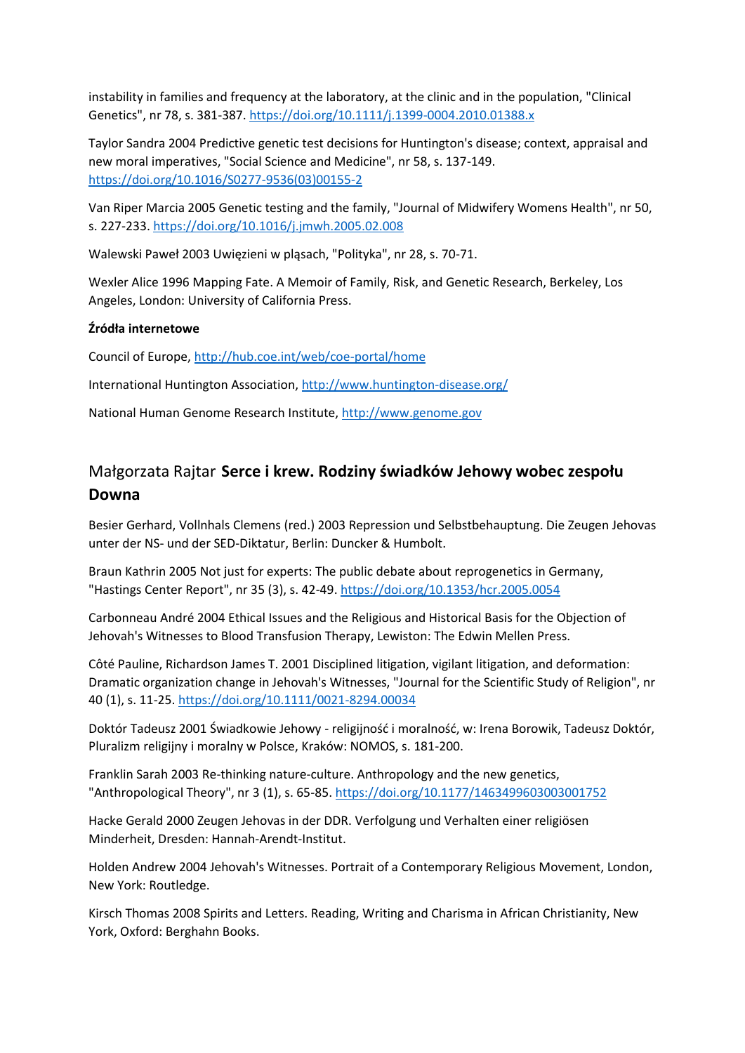instability in families and frequency at the laboratory, at the clinic and in the population, "Clinical Genetics", nr 78, s. 381-387. https://doi.org/10.1111/j.1399-0004.2010.01388.x

Taylor Sandra 2004 Predictive genetic test decisions for Huntington's disease; context, appraisal and new moral imperatives, "Social Science and Medicine", nr 58, s. 137-149. https://doi.org/10.1016/S0277-9536(03)00155-2

Van Riper Marcia 2005 Genetic testing and the family, "Journal of Midwifery Womens Health", nr 50, s. 227-233. https://doi.org/10.1016/j.jmwh.2005.02.008

Walewski Paweł 2003 Uwięzieni w pląsach, "Polityka", nr 28, s. 70-71.

Wexler Alice 1996 Mapping Fate. A Memoir of Family, Risk, and Genetic Research, Berkeley, Los Angeles, London: University of California Press.

**Źródła internetowe**

Council of Europe, http://hub.coe.int/web/coe-portal/home

International Huntington Association, http://www.huntington-disease.org/

National Human Genome Research Institute, http://www.genome.gov

## Małgorzata Rajtar **Serce i krew. Rodziny świadków Jehowy wobec zespołu Downa**

Besier Gerhard, Vollnhals Clemens (red.) 2003 Repression und Selbstbehauptung. Die Zeugen Jehovas unter der NS- und der SED-Diktatur, Berlin: Duncker & Humbolt.

Braun Kathrin 2005 Not just for experts: The public debate about reprogenetics in Germany, "Hastings Center Report", nr 35 (3), s. 42-49. https://doi.org/10.1353/hcr.2005.0054

Carbonneau André 2004 Ethical Issues and the Religious and Historical Basis for the Objection of Jehovah's Witnesses to Blood Transfusion Therapy, Lewiston: The Edwin Mellen Press.

Côté Pauline, Richardson James T. 2001 Disciplined litigation, vigilant litigation, and deformation: Dramatic organization change in Jehovah's Witnesses, "Journal for the Scientific Study of Religion", nr 40 (1), s. 11-25. https://doi.org/10.1111/0021-8294.00034

Doktór Tadeusz 2001 Świadkowie Jehowy - religijność i moralność, w: Irena Borowik, Tadeusz Doktór, Pluralizm religijny i moralny w Polsce, Kraków: NOMOS, s. 181-200.

Franklin Sarah 2003 Re-thinking nature-culture. Anthropology and the new genetics, "Anthropological Theory", nr 3 (1), s. 65-85. https://doi.org/10.1177/1463499603003001752

Hacke Gerald 2000 Zeugen Jehovas in der DDR. Verfolgung und Verhalten einer religiösen Minderheit, Dresden: Hannah-Arendt-Institut.

Holden Andrew 2004 Jehovah's Witnesses. Portrait of a Contemporary Religious Movement, London, New York: Routledge.

Kirsch Thomas 2008 Spirits and Letters. Reading, Writing and Charisma in African Christianity, New York, Oxford: Berghahn Books.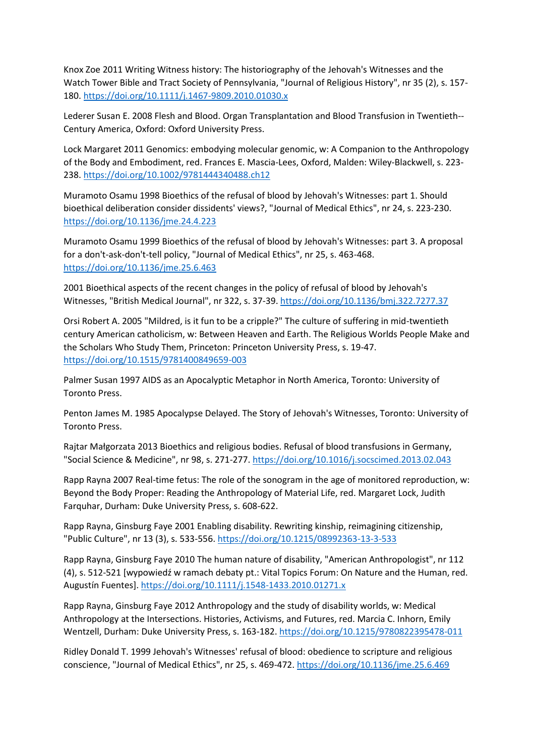Knox Zoe 2011 Writing Witness history: The historiography of the Jehovah's Witnesses and the Watch Tower Bible and Tract Society of Pennsylvania, "Journal of Religious History", nr 35 (2), s. 157-180. https://doi.org/10.1111/j.1467-9809.2010.01030.x

Lederer Susan E. 2008 Flesh and Blood. Organ Transplantation and Blood Transfusion in Twentieth--Century America, Oxford: Oxford University Press.

Lock Margaret 2011 Genomics: embodying molecular genomic, w: A Companion to the Anthropology of the Body and Embodiment, red. Frances E. Mascia-Lees, Oxford, Malden: Wiley-Blackwell, s. 223-238. https://doi.org/10.1002/9781444340488.ch12

Muramoto Osamu 1998 Bioethics of the refusal of blood by Jehovah's Witnesses: part 1. Should bioethical deliberation consider dissidents' views?, "Journal of Medical Ethics", nr 24, s. 223-230. https://doi.org/10.1136/jme.24.4.223

Muramoto Osamu 1999 Bioethics of the refusal of blood by Jehovah's Witnesses: part 3. A proposal for a don't-ask-don't-tell policy, "Journal of Medical Ethics", nr 25, s. 463-468. https://doi.org/10.1136/jme.25.6.463

2001 Bioethical aspects of the recent changes in the policy of refusal of blood by Jehovah's Witnesses, "British Medical Journal", nr 322, s. 37-39. https://doi.org/10.1136/bmj.322.7277.37

Orsi Robert A. 2005 "Mildred, is it fun to be a cripple?" The culture of suffering in mid-twentieth century American catholicism, w: Between Heaven and Earth. The Religious Worlds People Make and the Scholars Who Study Them, Princeton: Princeton University Press, s. 19-47. https://doi.org/10.1515/9781400849659-003

Palmer Susan 1997 AIDS as an Apocalyptic Metaphor in North America, Toronto: University of Toronto Press.

Penton James M. 1985 Apocalypse Delayed. The Story of Jehovah's Witnesses, Toronto: University of Toronto Press.

Rajtar Małgorzata 2013 Bioethics and religious bodies. Refusal of blood transfusions in Germany, "Social Science & Medicine", nr 98, s. 271-277. https://doi.org/10.1016/j.socscimed.2013.02.043

Rapp Rayna 2007 Real-time fetus: The role of the sonogram in the age of monitored reproduction, w: Beyond the Body Proper: Reading the Anthropology of Material Life, red. Margaret Lock, Judith Farquhar, Durham: Duke University Press, s. 608-622.

Rapp Rayna, Ginsburg Faye 2001 Enabling disability. Rewriting kinship, reimagining citizenship, "Public Culture", nr 13 (3), s. 533-556. https://doi.org/10.1215/08992363-13-3-533

Rapp Rayna, Ginsburg Faye 2010 The human nature of disability, "American Anthropologist", nr 112 (4), s. 512-521 [wypowiedź w ramach debaty pt.: Vital Topics Forum: On Nature and the Human, red. Augustín Fuentes]. https://doi.org/10.1111/j.1548-1433.2010.01271.x

Rapp Rayna, Ginsburg Faye 2012 Anthropology and the study of disability worlds, w: Medical Anthropology at the Intersections. Histories, Activisms, and Futures, red. Marcia C. Inhorn, Emily Wentzell, Durham: Duke University Press, s. 163-182. https://doi.org/10.1215/9780822395478-011

Ridley Donald T. 1999 Jehovah's Witnesses' refusal of blood: obedience to scripture and religious conscience, "Journal of Medical Ethics", nr 25, s. 469-472. https://doi.org/10.1136/jme.25.6.469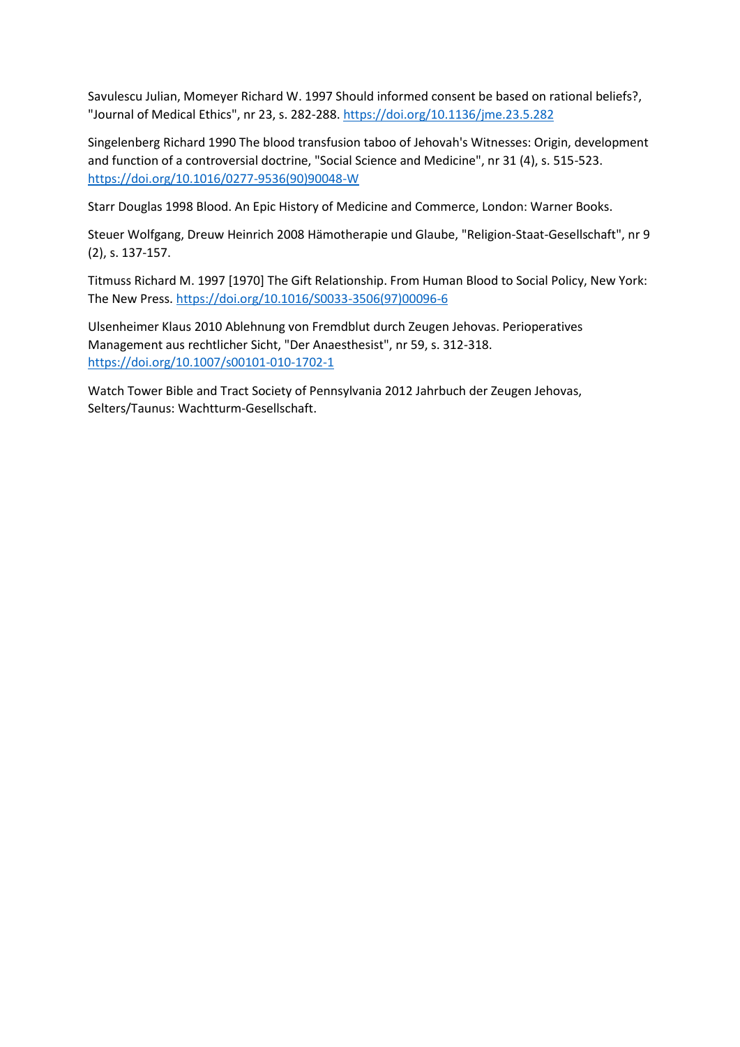Savulescu Julian, Momeyer Richard W. 1997 Should informed consent be based on rational beliefs?, "Journal of Medical Ethics", nr 23, s. 282-288. https://doi.org/10.1136/jme.23.5.282

Singelenberg Richard 1990 The blood transfusion taboo of Jehovah's Witnesses: Origin, development and function of a controversial doctrine, "Social Science and Medicine", nr 31 (4), s. 515-523. https://doi.org/10.1016/0277-9536(90)90048-W

Starr Douglas 1998 Blood. An Epic History of Medicine and Commerce, London: Warner Books.

Steuer Wolfgang, Dreuw Heinrich 2008 Hämotherapie und Glaube, "Religion-Staat-Gesellschaft", nr 9 (2), s. 137-157.

Titmuss Richard M. 1997 [1970] The Gift Relationship. From Human Blood to Social Policy, New York: The New Press. https://doi.org/10.1016/S0033-3506(97)00096-6

Ulsenheimer Klaus 2010 Ablehnung von Fremdblut durch Zeugen Jehovas. Perioperatives Management aus rechtlicher Sicht, "Der Anaesthesist", nr 59, s. 312-318. https://doi.org/10.1007/s00101-010-1702-1

Watch Tower Bible and Tract Society of Pennsylvania 2012 Jahrbuch der Zeugen Jehovas, Selters/Taunus: Wachtturm-Gesellschaft.